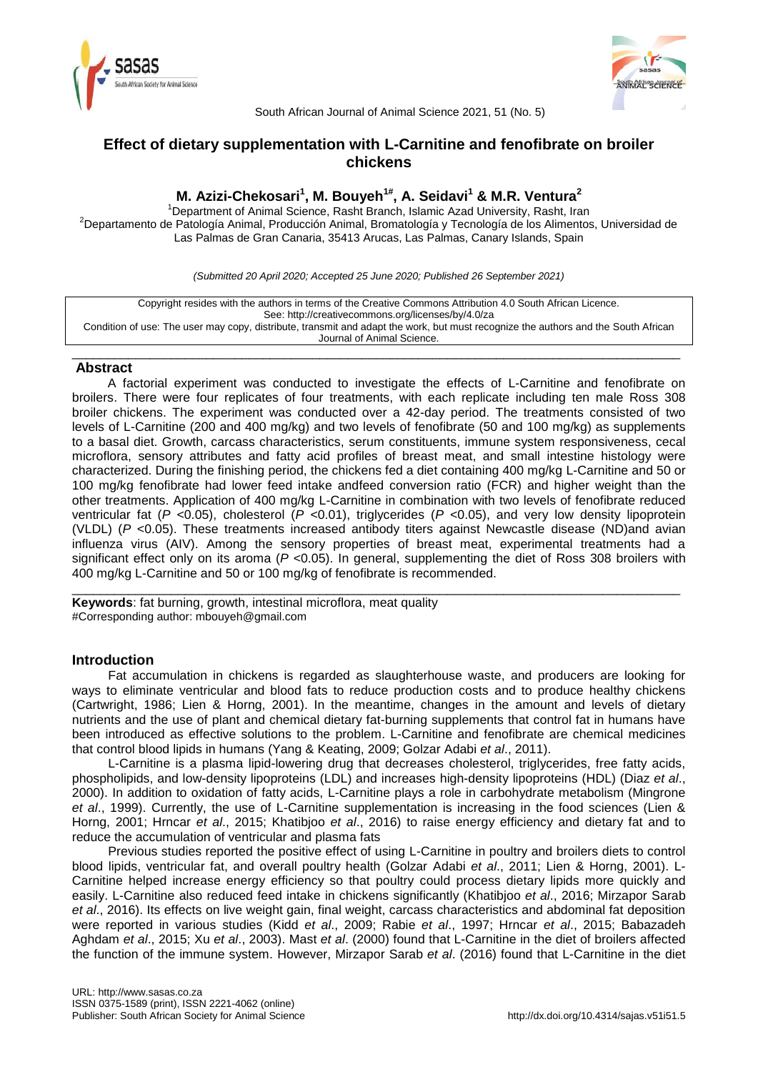# Effect of dietary supplementation with L-Carnitine and fenofibrate on broiler chickens

**M. Azizi-Chekosari[1], M. Bouyeh[1#], A. Seidavi[1] & M.R. Ventura[2]**

[1]Department of Animal Science, Rasht Branch, Islamic Azad University, Rasht, Iran
[2]Departamento de Patología Animal, Producción Animal, Bromatología y Tecnología de los Alimentos, Universidad de Las Palmas de Gran Canaria, 35413 Arucas, Las Palmas, Canary Islands, Spain

*(Submitted 20 April 2020; Accepted 25 June 2020; Published 26 September 2021)*

Copyright resides with the authors in terms of the Creative Commons Attribution 4.0 South African Licence.
See: http://creativecommons.org/licenses/by/4.0/za
Condition of use: The user may copy, distribute, transmit and adapt the work, but must recognize the authors and the South African Journal of Animal Science.

## Abstract

A factorial experiment was conducted to investigate the effects of L-Carnitine and fenofibrate on broilers. There were four replicates of four treatments, with each replicate including ten male Ross 308 broiler chickens. The experiment was conducted over a 42-day period. The treatments consisted of two levels of L-Carnitine (200 and 400 mg/kg) and two levels of fenofibrate (50 and 100 mg/kg) as supplements to a basal diet. Growth, carcass characteristics, serum constituents, immune system responsiveness, cecal microflora, sensory attributes and fatty acid profiles of breast meat, and small intestine histology were characterized. During the finishing period, the chickens fed a diet containing 400 mg/kg L-Carnitine and 50 or 100 mg/kg fenofibrate had lower feed intake andfeed conversion ratio (FCR) and higher weight than the other treatments. Application of 400 mg/kg L-Carnitine in combination with two levels of fenofibrate reduced ventricular fat ($P$ <0.05), cholesterol ($P$ <0.01), triglycerides ($P$ <0.05), and very low density lipoprotein (VLDL) ($P$ <0.05). These treatments increased antibody titers against Newcastle disease (ND)and avian influenza virus (AIV). Among the sensory properties of breast meat, experimental treatments had a significant effect only on its aroma ($P$ <0.05). In general, supplementing the diet of Ross 308 broilers with 400 mg/kg L-Carnitine and 50 or 100 mg/kg of fenofibrate is recommended.

**Keywords**: fat burning, growth, intestinal microflora, meat quality
#Corresponding author: mbouyeh@gmail.com

## Introduction

Fat accumulation in chickens is regarded as slaughterhouse waste, and producers are looking for ways to eliminate ventricular and blood fats to reduce production costs and to produce healthy chickens (Cartwright, 1986; Lien & Horng, 2001). In the meantime, changes in the amount and levels of dietary nutrients and the use of plant and chemical dietary fat-burning supplements that control fat in humans have been introduced as effective solutions to the problem. L-Carnitine and fenofibrate are chemical medicines that control blood lipids in humans (Yang & Keating, 2009; Golzar Adabi *et al*., 2011).

L-Carnitine is a plasma lipid-lowering drug that decreases cholesterol, triglycerides, free fatty acids, phospholipids, and low-density lipoproteins (LDL) and increases high-density lipoproteins (HDL) (Diaz *et al*., 2000). In addition to oxidation of fatty acids, L-Carnitine plays a role in carbohydrate metabolism (Mingrone *et al*., 1999). Currently, the use of L-Carnitine supplementation is increasing in the food sciences (Lien & Horng, 2001; Hrncar *et al*., 2015; Khatibjoo *et al*., 2016) to raise energy efficiency and dietary fat and to reduce the accumulation of ventricular and plasma fats

Previous studies reported the positive effect of using L-Carnitine in poultry and broilers diets to control blood lipids, ventricular fat, and overall poultry health (Golzar Adabi *et al*., 2011; Lien & Horng, 2001). L-Carnitine helped increase energy efficiency so that poultry could process dietary lipids more quickly and easily. L-Carnitine also reduced feed intake in chickens significantly (Khatibjoo *et al*., 2016; Mirzapor Sarab *et al*., 2016). Its effects on live weight gain, final weight, carcass characteristics and abdominal fat deposition were reported in various studies (Kidd *et al*., 2009; Rabie *et al*., 1997; Hrncar *et al*., 2015; Babazadeh Aghdam *et al*., 2015; Xu *et al*., 2003). Mast *et al*. (2000) found that L-Carnitine in the diet of broilers affected the function of the immune system. However, Mirzapor Sarab *et al*. (2016) found that L-Carnitine in the diet

URL: http://www.sasas.co.za
ISSN 0375-1589 (print), ISSN 2221-4062 (online)
Publisher: South African Society for Animal Science
http://dx.doi.org/10.4314/sajas.v51i51.5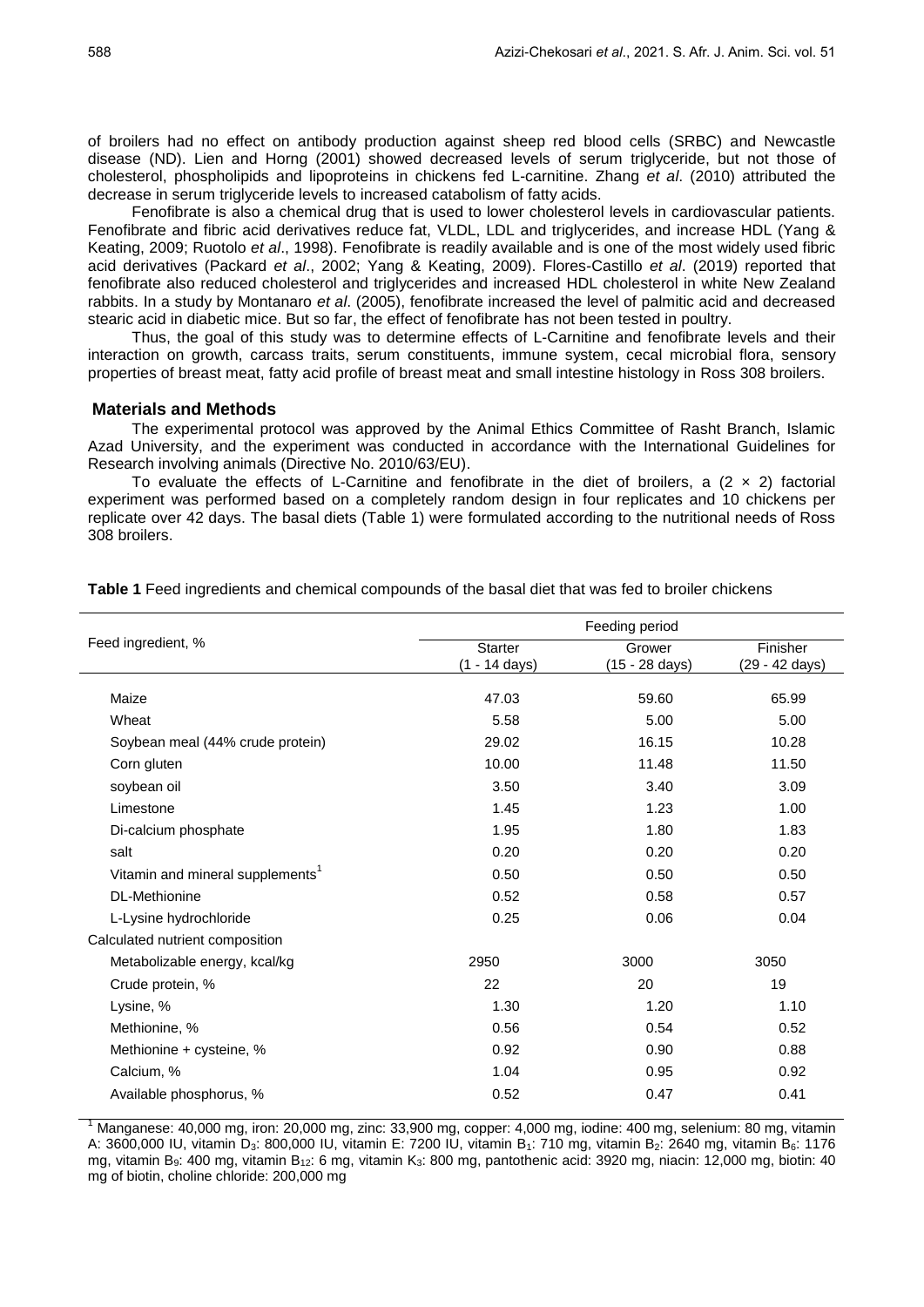of broilers had no effect on antibody production against sheep red blood cells (SRBC) and Newcastle disease (ND). Lien and Horng (2001) showed decreased levels of serum triglyceride, but not those of cholesterol, phospholipids and lipoproteins in chickens fed L-carnitine. Zhang *et al*. (2010) attributed the decrease in serum triglyceride levels to increased catabolism of fatty acids.

Fenofibrate is also a chemical drug that is used to lower cholesterol levels in cardiovascular patients. Fenofibrate and fibric acid derivatives reduce fat, VLDL, LDL and triglycerides, and increase HDL (Yang & Keating, 2009; Ruotolo *et al*., 1998). Fenofibrate is readily available and is one of the most widely used fibric acid derivatives (Packard *et al*., 2002; Yang & Keating, 2009). Flores-Castillo *et al*. (2019) reported that fenofibrate also reduced cholesterol and triglycerides and increased HDL cholesterol in white New Zealand rabbits. In a study by Montanaro *et al*. (2005), fenofibrate increased the level of palmitic acid and decreased stearic acid in diabetic mice. But so far, the effect of fenofibrate has not been tested in poultry.

Thus, the goal of this study was to determine effects of L-Carnitine and fenofibrate levels and their interaction on growth, carcass traits, serum constituents, immune system, cecal microbial flora, sensory properties of breast meat, fatty acid profile of breast meat and small intestine histology in Ross 308 broilers.

## Materials and Methods

The experimental protocol was approved by the Animal Ethics Committee of Rasht Branch, Islamic Azad University, and the experiment was conducted in accordance with the International Guidelines for Research involving animals (Directive No. 2010/63/EU).

To evaluate the effects of L-Carnitine and fenofibrate in the diet of broilers, a (2 × 2) factorial experiment was performed based on a completely random design in four replicates and 10 chickens per replicate over 42 days. The basal diets (Table 1) were formulated according to the nutritional needs of Ross 308 broilers.

**Table 1** Feed ingredients and chemical compounds of the basal diet that was fed to broiler chickens

| Feed ingredient, % | Feeding period | | |
|---|---|---|---|
| | Starter (1 - 14 days) | Grower (15 - 28 days) | Finisher (29 - 42 days) |
| Maize | 47.03 | 59.60 | 65.99 |
| Wheat | 5.58 | 5.00 | 5.00 |
| Soybean meal (44% crude protein) | 29.02 | 16.15 | 10.28 |
| Corn gluten | 10.00 | 11.48 | 11.50 |
| soybean oil | 3.50 | 3.40 | 3.09 |
| Limestone | 1.45 | 1.23 | 1.00 |
| Di-calcium phosphate | 1.95 | 1.80 | 1.83 |
| salt | 0.20 | 0.20 | 0.20 |
| Vitamin and mineral supplements[1] | 0.50 | 0.50 | 0.50 |
| DL-Methionine | 0.52 | 0.58 | 0.57 |
| L-Lysine hydrochloride | 0.25 | 0.06 | 0.04 |
| Calculated nutrient composition | | | |
| Metabolizable energy, kcal/kg | 2950 | 3000 | 3050 |
| Crude protein, % | 22 | 20 | 19 |
| Lysine, % | 1.30 | 1.20 | 1.10 |
| Methionine, % | 0.56 | 0.54 | 0.52 |
| Methionine + cysteine, % | 0.92 | 0.90 | 0.88 |
| Calcium, % | 1.04 | 0.95 | 0.92 |
| Available phosphorus, % | 0.52 | 0.47 | 0.41 |

[1] Manganese: 40,000 mg, iron: 20,000 mg, zinc: 33,900 mg, copper: 4,000 mg, iodine: 400 mg, selenium: 80 mg, vitamin A: 3600,000 IU, vitamin $D_3$: 800,000 IU, vitamin E: 7200 IU, vitamin $B_1$: 710 mg, vitamin $B_2$: 2640 mg, vitamin $B_6$: 1176 mg, vitamin $B_9$: 400 mg, vitamin $B_{12}$: 6 mg, vitamin $K_3$: 800 mg, pantothenic acid: 3920 mg, niacin: 12,000 mg, biotin: 40 mg of biotin, choline chloride: 200,000 mg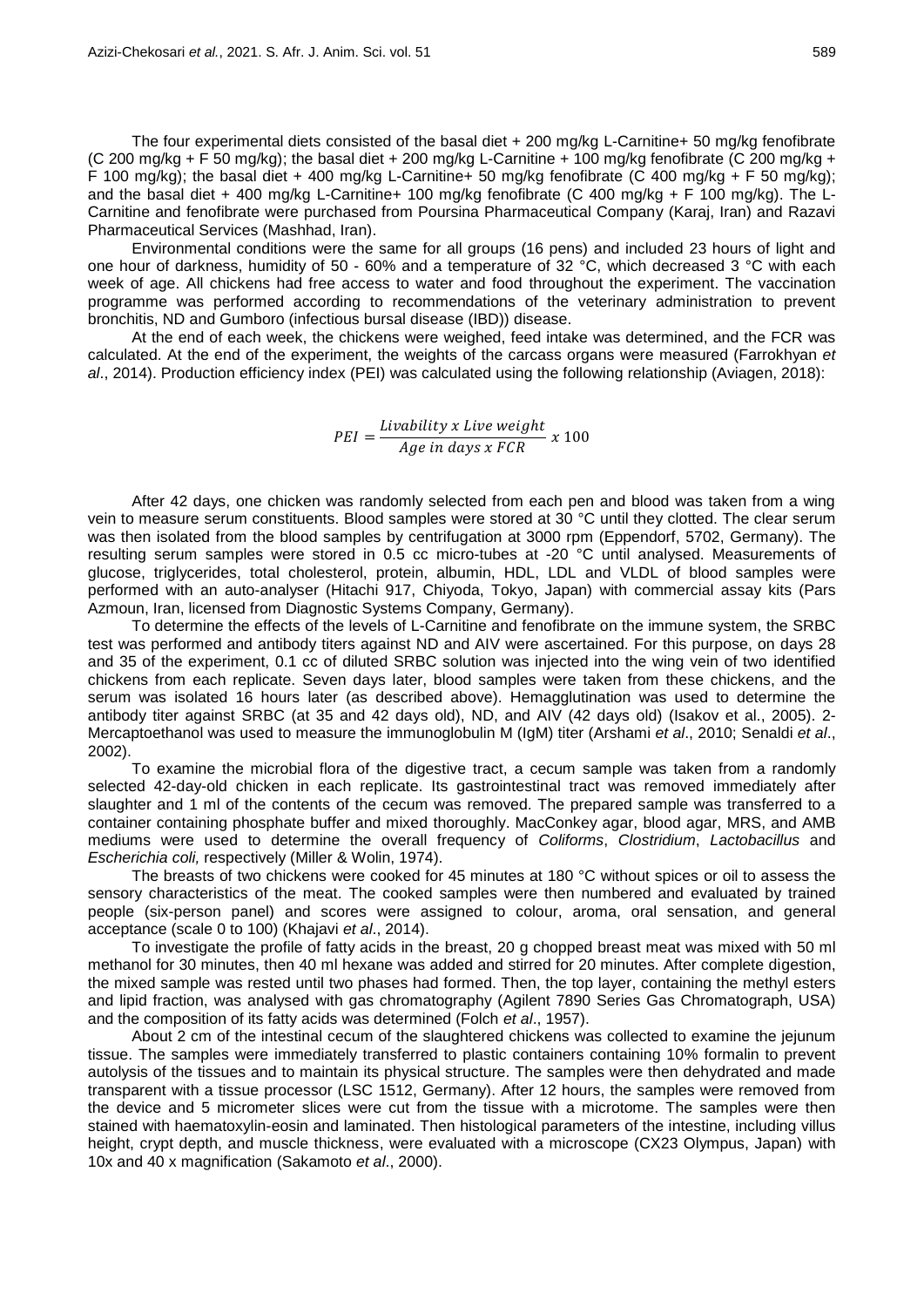The four experimental diets consisted of the basal diet + 200 mg/kg L-Carnitine+ 50 mg/kg fenofibrate (C 200 mg/kg + F 50 mg/kg); the basal diet + 200 mg/kg L-Carnitine + 100 mg/kg fenofibrate (C 200 mg/kg + F 100 mg/kg); the basal diet + 400 mg/kg L-Carnitine+ 50 mg/kg fenofibrate (C 400 mg/kg + F 50 mg/kg); and the basal diet + 400 mg/kg L-Carnitine+ 100 mg/kg fenofibrate (C 400 mg/kg + F 100 mg/kg). The L-Carnitine and fenofibrate were purchased from Poursina Pharmaceutical Company (Karaj, Iran) and Razavi Pharmaceutical Services (Mashhad, Iran).

Environmental conditions were the same for all groups (16 pens) and included 23 hours of light and one hour of darkness, humidity of 50 - 60% and a temperature of 32 °C, which decreased 3 °C with each week of age. All chickens had free access to water and food throughout the experiment. The vaccination programme was performed according to recommendations of the veterinary administration to prevent bronchitis, ND and Gumboro (infectious bursal disease (IBD)) disease.

At the end of each week, the chickens were weighed, feed intake was determined, and the FCR was calculated. At the end of the experiment, the weights of the carcass organs were measured (Farrokhyan *et al*., 2014). Production efficiency index (PEI) was calculated using the following relationship (Aviagen, 2018):

$$PEI = \frac{Livability\ x\ Live\ weight}{Age\ in\ days\ x\ FCR}\ x\ 100$$

After 42 days, one chicken was randomly selected from each pen and blood was taken from a wing vein to measure serum constituents. Blood samples were stored at 30 °C until they clotted. The clear serum was then isolated from the blood samples by centrifugation at 3000 rpm (Eppendorf, 5702, Germany). The resulting serum samples were stored in 0.5 cc micro-tubes at -20 °C until analysed. Measurements of glucose, triglycerides, total cholesterol, protein, albumin, HDL, LDL and VLDL of blood samples were performed with an auto-analyser (Hitachi 917, Chiyoda, Tokyo, Japan) with commercial assay kits (Pars Azmoun, Iran, licensed from Diagnostic Systems Company, Germany).

To determine the effects of the levels of L-Carnitine and fenofibrate on the immune system, the SRBC test was performed and antibody titers against ND and AIV were ascertained. For this purpose, on days 28 and 35 of the experiment, 0.1 cc of diluted SRBC solution was injected into the wing vein of two identified chickens from each replicate. Seven days later, blood samples were taken from these chickens, and the serum was isolated 16 hours later (as described above). Hemagglutination was used to determine the antibody titer against SRBC (at 35 and 42 days old), ND, and AIV (42 days old) (Isakov et al., 2005). 2-Mercaptoethanol was used to measure the immunoglobulin M (IgM) titer (Arshami *et al*., 2010; Senaldi *et al*., 2002).

To examine the microbial flora of the digestive tract, a cecum sample was taken from a randomly selected 42-day-old chicken in each replicate. Its gastrointestinal tract was removed immediately after slaughter and 1 ml of the contents of the cecum was removed. The prepared sample was transferred to a container containing phosphate buffer and mixed thoroughly. MacConkey agar, blood agar, MRS, and AMB mediums were used to determine the overall frequency of *Coliforms*, *Clostridium*, *Lactobacillus* and *Escherichia coli,* respectively (Miller & Wolin, 1974).

The breasts of two chickens were cooked for 45 minutes at 180 °C without spices or oil to assess the sensory characteristics of the meat. The cooked samples were then numbered and evaluated by trained people (six-person panel) and scores were assigned to colour, aroma, oral sensation, and general acceptance (scale 0 to 100) (Khajavi *et al*., 2014).

To investigate the profile of fatty acids in the breast, 20 g chopped breast meat was mixed with 50 ml methanol for 30 minutes, then 40 ml hexane was added and stirred for 20 minutes. After complete digestion, the mixed sample was rested until two phases had formed. Then, the top layer, containing the methyl esters and lipid fraction, was analysed with gas chromatography (Agilent 7890 Series Gas Chromatograph, USA) and the composition of its fatty acids was determined (Folch *et al*., 1957).

About 2 cm of the intestinal cecum of the slaughtered chickens was collected to examine the jejunum tissue. The samples were immediately transferred to plastic containers containing 10% formalin to prevent autolysis of the tissues and to maintain its physical structure. The samples were then dehydrated and made transparent with a tissue processor (LSC 1512, Germany). After 12 hours, the samples were removed from the device and 5 micrometer slices were cut from the tissue with a microtome. The samples were then stained with haematoxylin-eosin and laminated. Then histological parameters of the intestine, including villus height, crypt depth, and muscle thickness, were evaluated with a microscope (CX23 Olympus, Japan) with 10x and 40 x magnification (Sakamoto *et al*., 2000).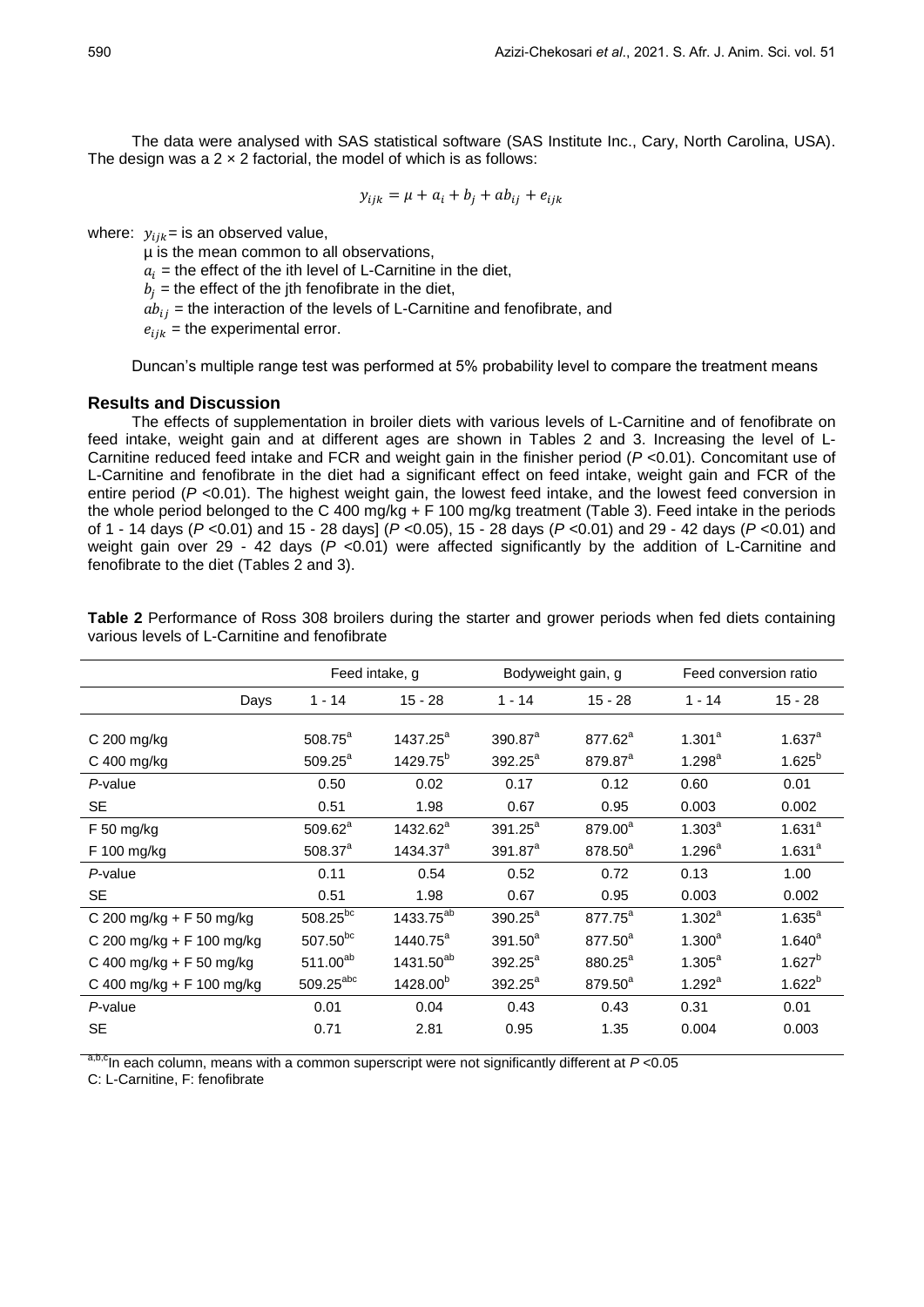The data were analysed with SAS statistical software (SAS Institute Inc., Cary, North Carolina, USA). The design was a 2 × 2 factorial, the model of which is as follows:

$$y_{ijk} = \mu + a_i + b_j + ab_{ij} + e_{ijk}$$

where: $y_{ijk}$ = is an observed value,

μ is the mean common to all observations,

$a_i$ = the effect of the ith level of L-Carnitine in the diet,

$b_j$ = the effect of the jth fenofibrate in the diet,

$ab_{ij}$ = the interaction of the levels of L-Carnitine and fenofibrate, and

$e_{ijk}$ = the experimental error.

Duncan's multiple range test was performed at 5% probability level to compare the treatment means

## Results and Discussion

The effects of supplementation in broiler diets with various levels of L-Carnitine and of fenofibrate on feed intake, weight gain and at different ages are shown in Tables 2 and 3. Increasing the level of L-Carnitine reduced feed intake and FCR and weight gain in the finisher period ($P$ <0.01). Concomitant use of L-Carnitine and fenofibrate in the diet had a significant effect on feed intake, weight gain and FCR of the entire period ($P$ <0.01). The highest weight gain, the lowest feed intake, and the lowest feed conversion in the whole period belonged to the C 400 mg/kg + F 100 mg/kg treatment (Table 3). Feed intake in the periods of 1 - 14 days ($P$ <0.01) and 15 - 28 days] ($P$ <0.05), 15 - 28 days ($P$ <0.01) and 29 - 42 days ($P$ <0.01) and weight gain over 29 - 42 days ($P$ <0.01) were affected significantly by the addition of L-Carnitine and fenofibrate to the diet (Tables 2 and 3).

**Table 2** Performance of Ross 308 broilers during the starter and grower periods when fed diets containing various levels of L-Carnitine and fenofibrate

| | Feed intake, g | | Bodyweight gain, g | | Feed conversion ratio | |
|---|---|---|---|---|---|---|
| Days | 1 - 14 | 15 - 28 | 1 - 14 | 15 - 28 | 1 - 14 | 15 - 28 |
| C 200 mg/kg | 508.75[a] | 1437.25[a] | 390.87[a] | 877.62[a] | 1.301[a] | 1.637[a] |
| C 400 mg/kg | 509.25[a] | 1429.75[b] | 392.25[a] | 879.87[a] | 1.298[a] | 1.625[b] |
| $P$-value | 0.50 | 0.02 | 0.17 | 0.12 | 0.60 | 0.01 |
| SE | 0.51 | 1.98 | 0.67 | 0.95 | 0.003 | 0.002 |
| F 50 mg/kg | 509.62[a] | 1432.62[a] | 391.25[a] | 879.00[a] | 1.303[a] | 1.631[a] |
| F 100 mg/kg | 508.37[a] | 1434.37[a] | 391.87[a] | 878.50[a] | 1.296[a] | 1.631[a] |
| $P$-value | 0.11 | 0.54 | 0.52 | 0.72 | 0.13 | 1.00 |
| SE | 0.51 | 1.98 | 0.67 | 0.95 | 0.003 | 0.002 |
| C 200 mg/kg + F 50 mg/kg | 508.25[bc] | 1433.75[ab] | 390.25[a] | 877.75[a] | 1.302[a] | 1.635[a] |
| C 200 mg/kg + F 100 mg/kg | 507.50[bc] | 1440.75[a] | 391.50[a] | 877.50[a] | 1.300[a] | 1.640[a] |
| C 400 mg/kg + F 50 mg/kg | 511.00[ab] | 1431.50[ab] | 392.25[a] | 880.25[a] | 1.305[a] | 1.627[b] |
| C 400 mg/kg + F 100 mg/kg | 509.25[abc] | 1428.00[b] | 392.25[a] | 879.50[a] | 1.292[a] | 1.622[b] |
| $P$-value | 0.01 | 0.04 | 0.43 | 0.43 | 0.31 | 0.01 |
| SE | 0.71 | 2.81 | 0.95 | 1.35 | 0.004 | 0.003 |

[a,b,c]In each column, means with a common superscript were not significantly different at $P$ <0.05

C: L-Carnitine, F: fenofibrate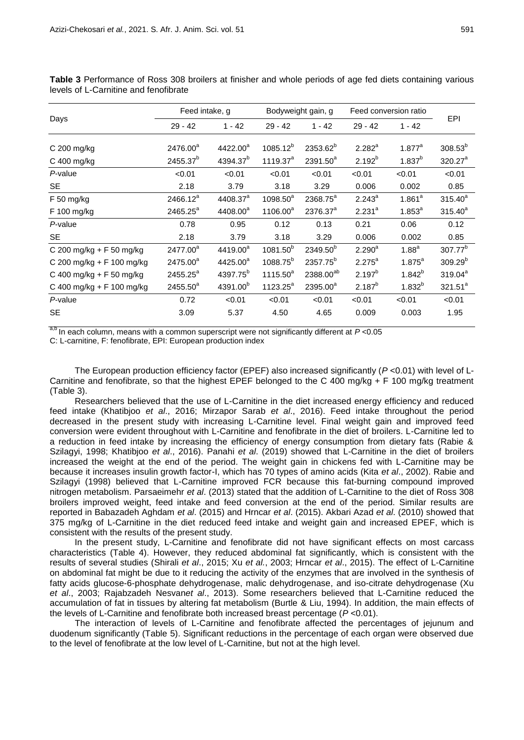**Table 3** Performance of Ross 308 broilers at finisher and whole periods of age fed diets containing various levels of L-Carnitine and fenofibrate

| Days | Feed intake, g | | Bodyweight gain, g | | Feed conversion ratio | | EPI |
|---|---|---|---|---|---|---|---|
| | 29 - 42 | 1 - 42 | 29 - 42 | 1 - 42 | 29 - 42 | 1 - 42 | |
| C 200 mg/kg | 2476.00[a] | 4422.00[a] | 1085.12[b] | 2353.62[b] | 2.282[a] | 1.877[a] | 308.53[b] |
| C 400 mg/kg | 2455.37[b] | 4394.37[b] | 1119.37[a] | 2391.50[a] | 2.192[b] | 1.837[b] | 320.27[a] |
| *P*-value | <0.01 | <0.01 | <0.01 | <0.01 | <0.01 | <0.01 | <0.01 |
| SE | 2.18 | 3.79 | 3.18 | 3.29 | 0.006 | 0.002 | 0.85 |
| F 50 mg/kg | 2466.12[a] | 4408.37[a] | 1098.50[a] | 2368.75[a] | 2.243[a] | 1.861[a] | 315.40[a] |
| F 100 mg/kg | 2465.25[a] | 4408.00[a] | 1106.00[a] | 2376.37[a] | 2.231[a] | 1.853[a] | 315.40[a] |
| *P*-value | 0.78 | 0.95 | 0.12 | 0.13 | 0.21 | 0.06 | 0.12 |
| SE | 2.18 | 3.79 | 3.18 | 3.29 | 0.006 | 0.002 | 0.85 |
| C 200 mg/kg + F 50 mg/kg | 2477.00[a] | 4419.00[a] | 1081.50[b] | 2349.50[b] | 2.290[a] | 1.88[a] | 307.77[b] |
| C 200 mg/kg + F 100 mg/kg | 2475.00[a] | 4425.00[a] | 1088.75[b] | 2357.75[b] | 2.275[a] | 1.875[a] | 309.29[b] |
| C 400 mg/kg + F 50 mg/kg | 2455.25[a] | 4397.75[b] | 1115.50[a] | 2388.00[ab] | 2.197[b] | 1.842[b] | 319.04[a] |
| C 400 mg/kg + F 100 mg/kg | 2455.50[a] | 4391.00[b] | 1123.25[a] | 2395.00[a] | 2.187[b] | 1.832[b] | 321.51[a] |
| *P*-value | 0.72 | <0.01 | <0.01 | <0.01 | <0.01 | <0.01 | <0.01 |
| SE | 3.09 | 5.37 | 4.50 | 4.65 | 0.009 | 0.003 | 1.95 |

[a,b] In each column, means with a common superscript were not significantly different at $P < 0.05$

C: L-carnitine, F: fenofibrate, EPI: European production index

The European production efficiency factor (EPEF) also increased significantly ($P < 0.01$) with level of L-Carnitine and fenofibrate, so that the highest EPEF belonged to the C 400 mg/kg + F 100 mg/kg treatment (Table 3).

Researchers believed that the use of L-Carnitine in the diet increased energy efficiency and reduced feed intake (Khatibjoo *et al*., 2016; Mirzapor Sarab *et al*., 2016). Feed intake throughout the period decreased in the present study with increasing L-Carnitine level. Final weight gain and improved feed conversion were evident throughout with L-Carnitine and fenofibrate in the diet of broilers. L-Carnitine led to a reduction in feed intake by increasing the efficiency of energy consumption from dietary fats (Rabie & Szilagyi, 1998; Khatibjoo *et al*., 2016). Panahi *et al*. (2019) showed that L-Carnitine in the diet of broilers increased the weight at the end of the period. The weight gain in chickens fed with L-Carnitine may be because it increases insulin growth factor-I, which has 70 types of amino acids (Kita *et al*., 2002). Rabie and Szilagyi (1998) believed that L-Carnitine improved FCR because this fat-burning compound improved nitrogen metabolism. Parsaeimehr *et al*. (2013) stated that the addition of L-Carnitine to the diet of Ross 308 broilers improved weight, feed intake and feed conversion at the end of the period. Similar results are reported in Babazadeh Aghdam *et al*. (2015) and Hrncar *et al*. (2015). Akbari Azad *et al*. (2010) showed that 375 mg/kg of L-Carnitine in the diet reduced feed intake and weight gain and increased EPEF, which is consistent with the results of the present study.

In the present study, L-Carnitine and fenofibrate did not have significant effects on most carcass characteristics (Table 4). However, they reduced abdominal fat significantly, which is consistent with the results of several studies (Shirali *et al*., 2015; Xu *et al.*, 2003; Hrncar *et al*., 2015). The effect of L-Carnitine on abdominal fat might be due to it reducing the activity of the enzymes that are involved in the synthesis of fatty acids glucose-6-phosphate dehydrogenase, malic dehydrogenase, and iso-citrate dehydrogenase (Xu *et al*., 2003; Rajabzadeh Nesvan*et al*., 2013). Some researchers believed that L-Carnitine reduced the accumulation of fat in tissues by altering fat metabolism (Burtle & Liu, 1994). In addition, the main effects of the levels of L-Carnitine and fenofibrate both increased breast percentage ($P < 0.01$).

The interaction of levels of L-Carnitine and fenofibrate affected the percentages of jejunum and duodenum significantly (Table 5). Significant reductions in the percentage of each organ were observed due to the level of fenofibrate at the low level of L-Carnitine, but not at the high level.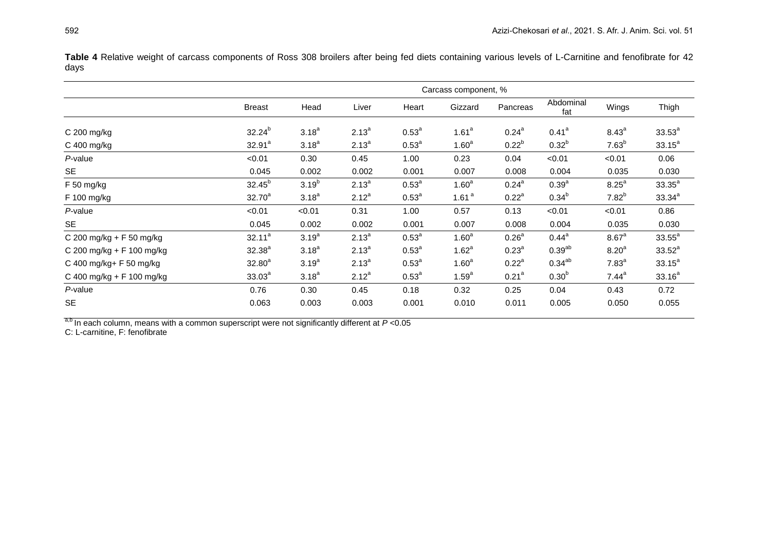**Table 4** Relative weight of carcass components of Ross 308 broilers after being fed diets containing various levels of L-Carnitine and fenofibrate for 42 days

| | Carcass component, % | | | | | | | | |
|---|---|---|---|---|---|---|---|---|---|
| | Breast | Head | Liver | Heart | Gizzard | Pancreas | Abdominal fat | Wings | Thigh |
| C 200 mg/kg | 32.24[b] | 3.18[a] | 2.13[a] | 0.53[a] | 1.61[a] | 0.24[a] | 0.41[a] | 8.43[a] | 33.53[a] |
| C 400 mg/kg | 32.91[a] | 3.18[a] | 2.13[a] | 0.53[a] | 1.60[a] | 0.22[b] | 0.32[b] | 7.63[b] | 33.15[a] |
| *P*-value | <0.01 | 0.30 | 0.45 | 1.00 | 0.23 | 0.04 | <0.01 | <0.01 | 0.06 |
| SE | 0.045 | 0.002 | 0.002 | 0.001 | 0.007 | 0.008 | 0.004 | 0.035 | 0.030 |
| F 50 mg/kg | 32.45[b] | 3.19[b] | 2.13[a] | 0.53[a] | 1.60[a] | 0.24[a] | 0.39[a] | 8.25[a] | 33.35[a] |
| F 100 mg/kg | 32.70[a] | 3.18[a] | 2.12[a] | 0.53[a] | 1.61[a] | 0.22[a] | 0.34[b] | 7.82[b] | 33.34[a] |
| *P*-value | <0.01 | <0.01 | 0.31 | 1.00 | 0.57 | 0.13 | <0.01 | <0.01 | 0.86 |
| SE | 0.045 | 0.002 | 0.002 | 0.001 | 0.007 | 0.008 | 0.004 | 0.035 | 0.030 |
| C 200 mg/kg + F 50 mg/kg | 32.11[a] | 3.19[a] | 2.13[a] | 0.53[a] | 1.60[a] | 0.26[a] | 0.44[a] | 8.67[a] | 33.55[a] |
| C 200 mg/kg + F 100 mg/kg | 32.38[a] | 3.18[a] | 2.13[a] | 0.53[a] | 1.62[a] | 0.23[a] | 0.39[ab] | 8.20[a] | 33.52[a] |
| C 400 mg/kg+ F 50 mg/kg | 32.80[a] | 3.19[a] | 2.13[a] | 0.53[a] | 1.60[a] | 0.22[a] | 0.34[ab] | 7.83[a] | 33.15[a] |
| C 400 mg/kg + F 100 mg/kg | 33.03[a] | 3.18[a] | 2.12[a] | 0.53[a] | 1.59[a] | 0.21[a] | 0.30[b] | 7.44[a] | 33.16[a] |
| *P*-value | 0.76 | 0.30 | 0.45 | 0.18 | 0.32 | 0.25 | 0.04 | 0.43 | 0.72 |
| SE | 0.063 | 0.003 | 0.003 | 0.001 | 0.010 | 0.011 | 0.005 | 0.050 | 0.055 |

[a,b] In each column, means with a common superscript were not significantly different at $P < 0.05$

C: L-carnitine, F: fenofibrate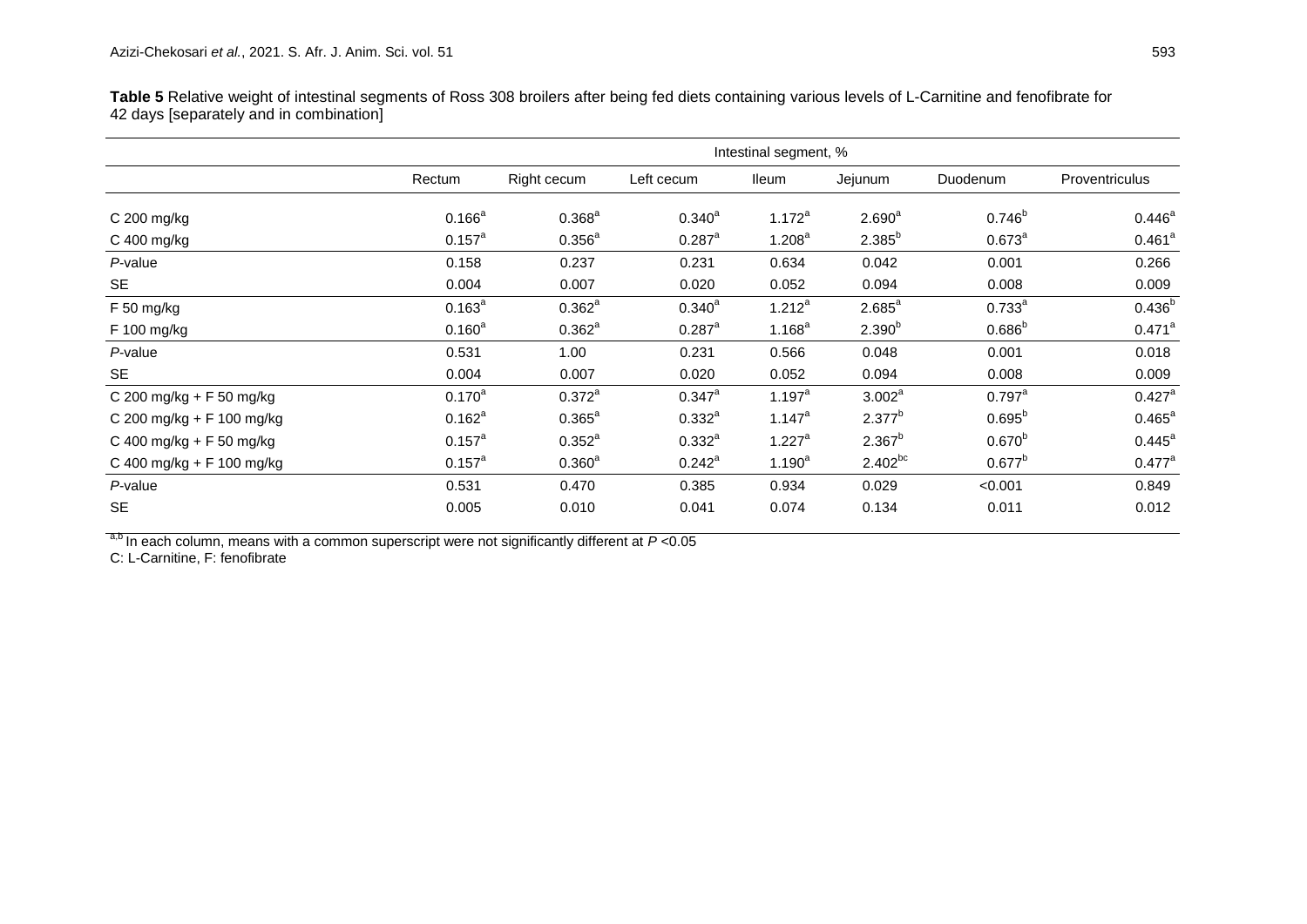**Table 5** Relative weight of intestinal segments of Ross 308 broilers after being fed diets containing various levels of L-Carnitine and fenofibrate for 42 days [separately and in combination]

| | Intestinal segment, % | | | | | | |
|---|---|---|---|---|---|---|---|
| | Rectum | Right cecum | Left cecum | Ileum | Jejunum | Duodenum | Proventriculus |
| C 200 mg/kg | 0.166[a] | 0.368[a] | 0.340[a] | 1.172[a] | 2.690[a] | 0.746[b] | 0.446[a] |
| C 400 mg/kg | 0.157[a] | 0.356[a] | 0.287[a] | 1.208[a] | 2.385[b] | 0.673[a] | 0.461[a] |
| *P*-value | 0.158 | 0.237 | 0.231 | 0.634 | 0.042 | 0.001 | 0.266 |
| SE | 0.004 | 0.007 | 0.020 | 0.052 | 0.094 | 0.008 | 0.009 |
| F 50 mg/kg | 0.163[a] | 0.362[a] | 0.340[a] | 1.212[a] | 2.685[a] | 0.733[a] | 0.436[b] |
| F 100 mg/kg | 0.160[a] | 0.362[a] | 0.287[a] | 1.168[a] | 2.390[b] | 0.686[b] | 0.471[a] |
| *P*-value | 0.531 | 1.00 | 0.231 | 0.566 | 0.048 | 0.001 | 0.018 |
| SE | 0.004 | 0.007 | 0.020 | 0.052 | 0.094 | 0.008 | 0.009 |
| C 200 mg/kg + F 50 mg/kg | 0.170[a] | 0.372[a] | 0.347[a] | 1.197[a] | 3.002[a] | 0.797[a] | 0.427[a] |
| C 200 mg/kg + F 100 mg/kg | 0.162[a] | 0.365[a] | 0.332[a] | 1.147[a] | 2.377[b] | 0.695[b] | 0.465[a] |
| C 400 mg/kg + F 50 mg/kg | 0.157[a] | 0.352[a] | 0.332[a] | 1.227[a] | 2.367[b] | 0.670[b] | 0.445[a] |
| C 400 mg/kg + F 100 mg/kg | 0.157[a] | 0.360[a] | 0.242[a] | 1.190[a] | 2.402[bc] | 0.677[b] | 0.477[a] |
| *P*-value | 0.531 | 0.470 | 0.385 | 0.934 | 0.029 | <0.001 | 0.849 |
| SE | 0.005 | 0.010 | 0.041 | 0.074 | 0.134 | 0.011 | 0.012 |

[a,b] In each column, means with a common superscript were not significantly different at $P < 0.05$

C: L-Carnitine, F: fenofibrate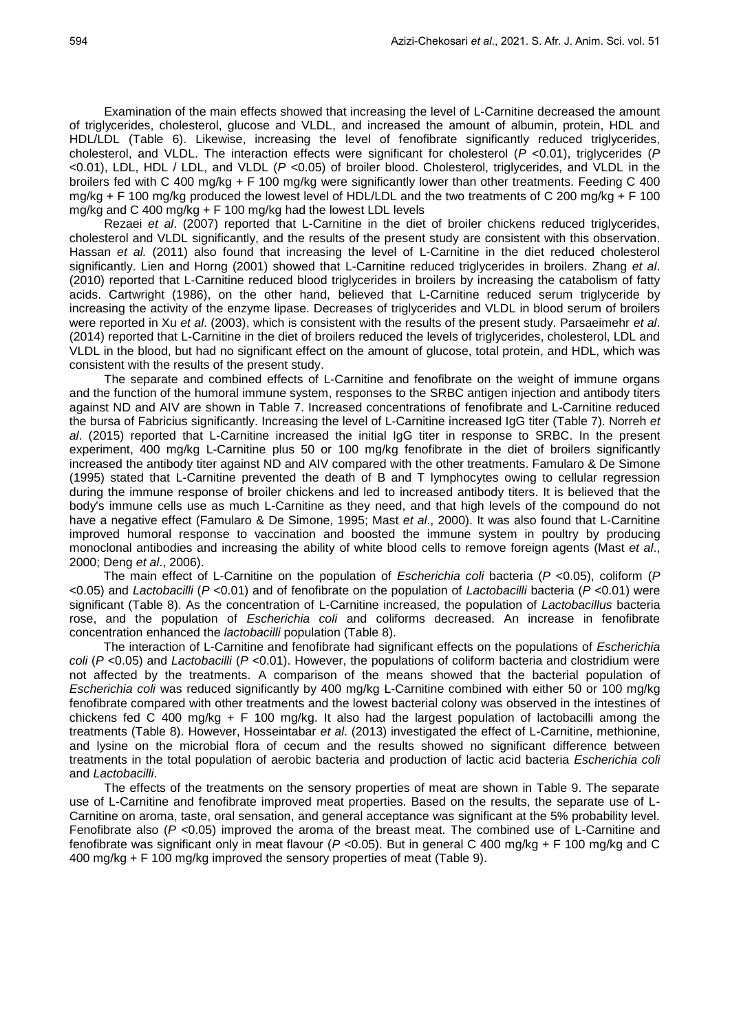Examination of the main effects showed that increasing the level of L-Carnitine decreased the amount of triglycerides, cholesterol, glucose and VLDL, and increased the amount of albumin, protein, HDL and HDL/LDL (Table 6). Likewise, increasing the level of fenofibrate significantly reduced triglycerides, cholesterol, and VLDL. The interaction effects were significant for cholesterol ($P$ <0.01), triglycerides ($P$ <0.01), LDL, HDL / LDL, and VLDL ($P$ <0.05) of broiler blood. Cholesterol, triglycerides, and VLDL in the broilers fed with C 400 mg/kg + F 100 mg/kg were significantly lower than other treatments. Feeding C 400 mg/kg + F 100 mg/kg produced the lowest level of HDL/LDL and the two treatments of C 200 mg/kg + F 100 mg/kg and C 400 mg/kg + F 100 mg/kg had the lowest LDL levels

Rezaei *et al*. (2007) reported that L-Carnitine in the diet of broiler chickens reduced triglycerides, cholesterol and VLDL significantly, and the results of the present study are consistent with this observation. Hassan *et al.* (2011) also found that increasing the level of L-Carnitine in the diet reduced cholesterol significantly. Lien and Horng (2001) showed that L-Carnitine reduced triglycerides in broilers. Zhang *et al*. (2010) reported that L-Carnitine reduced blood triglycerides in broilers by increasing the catabolism of fatty acids. Cartwright (1986), on the other hand, believed that L-Carnitine reduced serum triglyceride by increasing the activity of the enzyme lipase. Decreases of triglycerides and VLDL in blood serum of broilers were reported in Xu *et al*. (2003), which is consistent with the results of the present study. Parsaeimehr *et al*. (2014) reported that L-Carnitine in the diet of broilers reduced the levels of triglycerides, cholesterol, LDL and VLDL in the blood, but had no significant effect on the amount of glucose, total protein, and HDL, which was consistent with the results of the present study.

The separate and combined effects of L-Carnitine and fenofibrate on the weight of immune organs and the function of the humoral immune system, responses to the SRBC antigen injection and antibody titers against ND and AIV are shown in Table 7. Increased concentrations of fenofibrate and L-Carnitine reduced the bursa of Fabricius significantly. Increasing the level of L-Carnitine increased IgG titer (Table 7). Norreh *et al*. (2015) reported that L-Carnitine increased the initial IgG titer in response to SRBC. In the present experiment, 400 mg/kg L-Carnitine plus 50 or 100 mg/kg fenofibrate in the diet of broilers significantly increased the antibody titer against ND and AIV compared with the other treatments. Famularo & De Simone (1995) stated that L-Carnitine prevented the death of B and T lymphocytes owing to cellular regression during the immune response of broiler chickens and led to increased antibody titers. It is believed that the body's immune cells use as much L-Carnitine as they need, and that high levels of the compound do not have a negative effect (Famularo & De Simone, 1995; Mast *et al*., 2000). It was also found that L-Carnitine improved humoral response to vaccination and boosted the immune system in poultry by producing monoclonal antibodies and increasing the ability of white blood cells to remove foreign agents (Mast *et al*., 2000; Deng *et al*., 2006).

The main effect of L-Carnitine on the population of *Escherichia coli* bacteria ($P$ <0.05), coliform ($P$ <0.05) and *Lactobacilli* ($P$ <0.01) and of fenofibrate on the population of *Lactobacilli* bacteria ($P$ <0.01) were significant (Table 8). As the concentration of L-Carnitine increased, the population of *Lactobacillus* bacteria rose, and the population of *Escherichia coli* and coliforms decreased. An increase in fenofibrate concentration enhanced the *lactobacilli* population (Table 8).

The interaction of L-Carnitine and fenofibrate had significant effects on the populations of *Escherichia coli* ($P$ <0.05) and *Lactobacilli* ($P$ <0.01). However, the populations of coliform bacteria and clostridium were not affected by the treatments. A comparison of the means showed that the bacterial population of *Escherichia coli* was reduced significantly by 400 mg/kg L-Carnitine combined with either 50 or 100 mg/kg fenofibrate compared with other treatments and the lowest bacterial colony was observed in the intestines of chickens fed C 400 mg/kg + F 100 mg/kg. It also had the largest population of lactobacilli among the treatments (Table 8). However, Hosseintabar *et al*. (2013) investigated the effect of L-Carnitine, methionine, and lysine on the microbial flora of cecum and the results showed no significant difference between treatments in the total population of aerobic bacteria and production of lactic acid bacteria *Escherichia coli* and *Lactobacilli*.

The effects of the treatments on the sensory properties of meat are shown in Table 9. The separate use of L-Carnitine and fenofibrate improved meat properties. Based on the results, the separate use of L-Carnitine on aroma, taste, oral sensation, and general acceptance was significant at the 5% probability level. Fenofibrate also ($P$ <0.05) improved the aroma of the breast meat. The combined use of L-Carnitine and fenofibrate was significant only in meat flavour ($P$ <0.05). But in general C 400 mg/kg + F 100 mg/kg and C 400 mg/kg + F 100 mg/kg improved the sensory properties of meat (Table 9).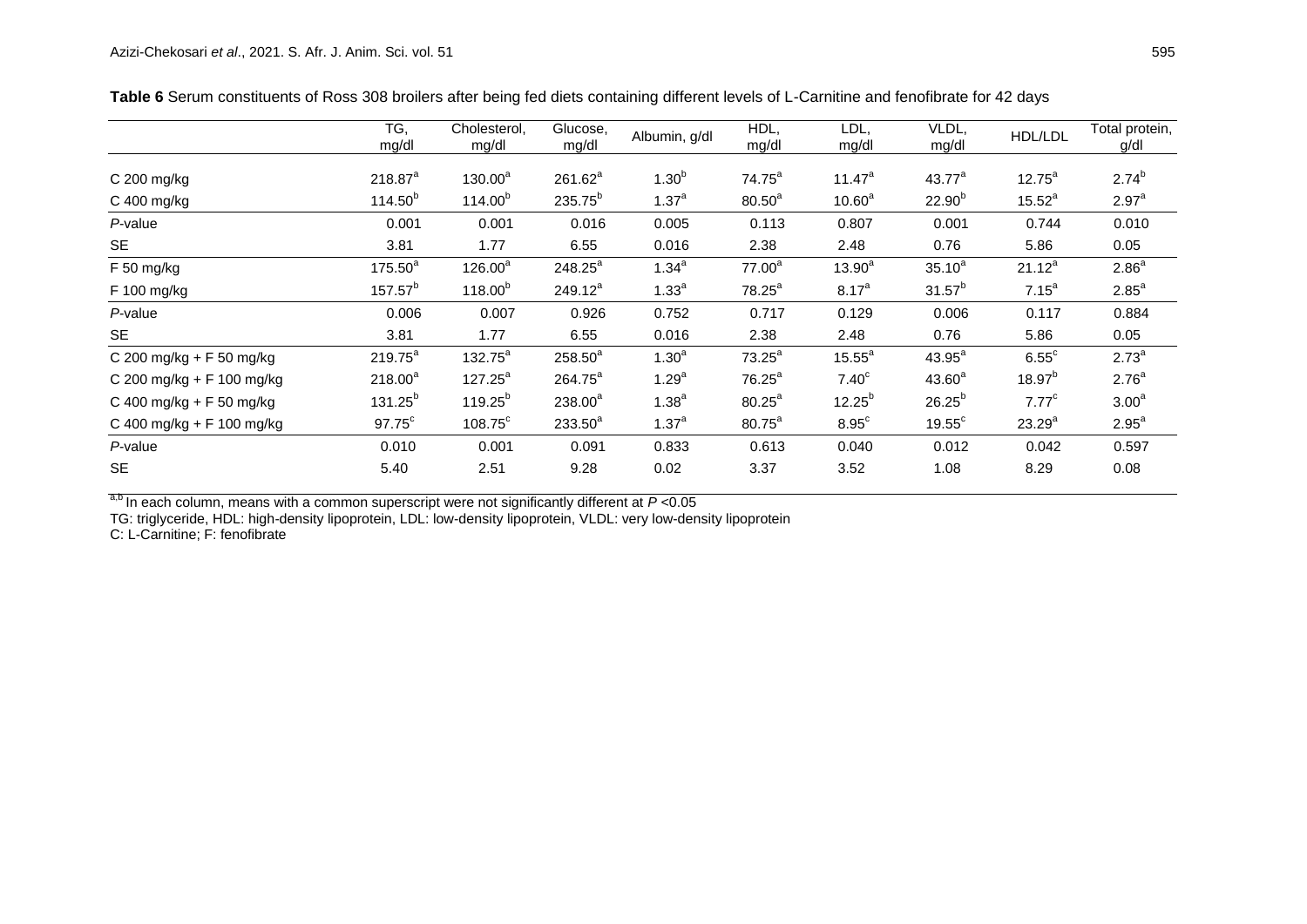**Table 6** Serum constituents of Ross 308 broilers after being fed diets containing different levels of L-Carnitine and fenofibrate for 42 days

| | TG, mg/dl | Cholesterol, mg/dl | Glucose, mg/dl | Albumin, g/dl | HDL, mg/dl | LDL, mg/dl | VLDL, mg/dl | HDL/LDL | Total protein, g/dl |
|---|---|---|---|---|---|---|---|---|---|
| C 200 mg/kg | 218.87[a] | 130.00[a] | 261.62[a] | 1.30[b] | 74.75[a] | 11.47[a] | 43.77[a] | 12.75[a] | 2.74[b] |
| C 400 mg/kg | 114.50[b] | 114.00[b] | 235.75[b] | 1.37[a] | 80.50[a] | 10.60[a] | 22.90[b] | 15.52[a] | 2.97[a] |
| *P*-value | 0.001 | 0.001 | 0.016 | 0.005 | 0.113 | 0.807 | 0.001 | 0.744 | 0.010 |
| SE | 3.81 | 1.77 | 6.55 | 0.016 | 2.38 | 2.48 | 0.76 | 5.86 | 0.05 |
| F 50 mg/kg | 175.50[a] | 126.00[a] | 248.25[a] | 1.34[a] | 77.00[a] | 13.90[a] | 35.10[a] | 21.12[a] | 2.86[a] |
| F 100 mg/kg | 157.57[b] | 118.00[b] | 249.12[a] | 1.33[a] | 78.25[a] | 8.17[a] | 31.57[b] | 7.15[a] | 2.85[a] |
| *P*-value | 0.006 | 0.007 | 0.926 | 0.752 | 0.717 | 0.129 | 0.006 | 0.117 | 0.884 |
| SE | 3.81 | 1.77 | 6.55 | 0.016 | 2.38 | 2.48 | 0.76 | 5.86 | 0.05 |
| C 200 mg/kg + F 50 mg/kg | 219.75[a] | 132.75[a] | 258.50[a] | 1.30[a] | 73.25[a] | 15.55[a] | 43.95[a] | 6.55[c] | 2.73[a] |
| C 200 mg/kg + F 100 mg/kg | 218.00[a] | 127.25[a] | 264.75[a] | 1.29[a] | 76.25[a] | 7.40[c] | 43.60[a] | 18.97[b] | 2.76[a] |
| C 400 mg/kg + F 50 mg/kg | 131.25[b] | 119.25[b] | 238.00[a] | 1.38[a] | 80.25[a] | 12.25[b] | 26.25[b] | 7.77[c] | 3.00[a] |
| C 400 mg/kg + F 100 mg/kg | 97.75[c] | 108.75[c] | 233.50[a] | 1.37[a] | 80.75[a] | 8.95[c] | 19.55[c] | 23.29[a] | 2.95[a] |
| *P*-value | 0.010 | 0.001 | 0.091 | 0.833 | 0.613 | 0.040 | 0.012 | 0.042 | 0.597 |
| SE | 5.40 | 2.51 | 9.28 | 0.02 | 3.37 | 3.52 | 1.08 | 8.29 | 0.08 |

[a,b] In each column, means with a common superscript were not significantly different at $P < 0.05$

TG: triglyceride, HDL: high-density lipoprotein, LDL: low-density lipoprotein, VLDL: very low-density lipoprotein

C: L-Carnitine; F: fenofibrate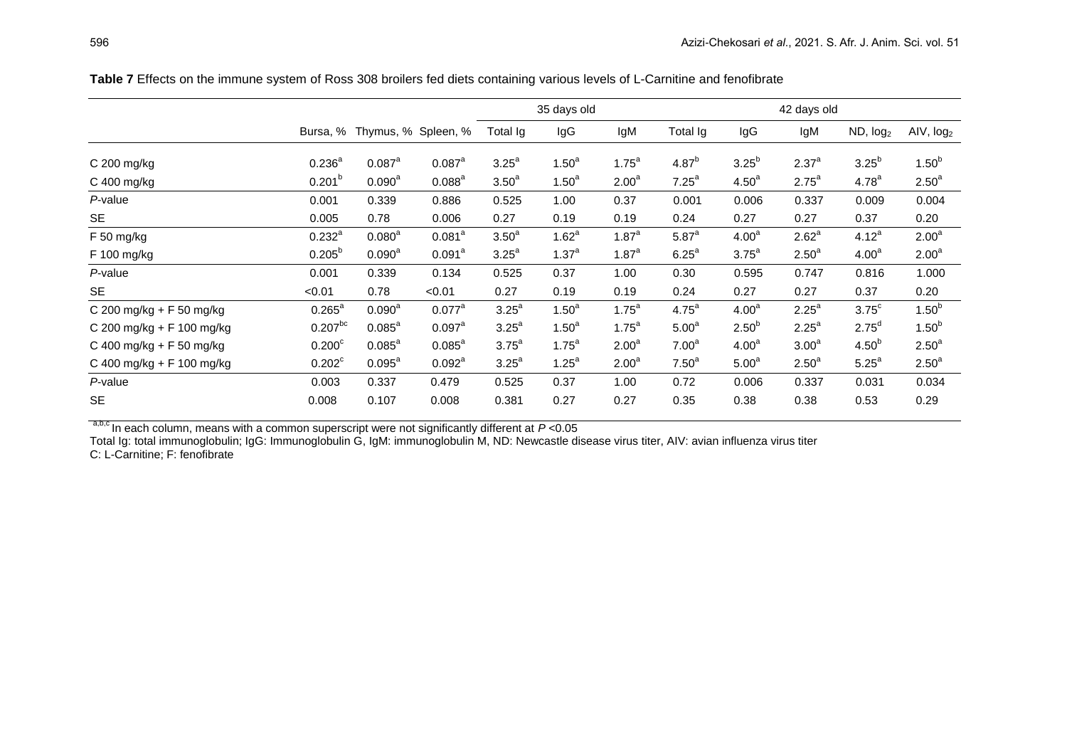**Table 7** Effects on the immune system of Ross 308 broilers fed diets containing various levels of L-Carnitine and fenofibrate

| | | | | 35 days old | | | 42 days old | | | | |
|---|---|---|---|---|---|---|---|---|---|---|---|
| | Bursa, % | Thymus, % | Spleen, % | Total Ig | IgG | IgM | Total Ig | IgG | IgM | ND, $\log_2$ | AIV, $\log_2$ |
| C 200 mg/kg | $0.236^a$ | $0.087^a$ | $0.087^a$ | $3.25^a$ | $1.50^a$ | $1.75^a$ | $4.87^b$ | $3.25^b$ | $2.37^a$ | $3.25^b$ | $1.50^b$ |
| C 400 mg/kg | $0.201^b$ | $0.090^a$ | $0.088^a$ | $3.50^a$ | $1.50^a$ | $2.00^a$ | $7.25^a$ | $4.50^a$ | $2.75^a$ | $4.78^a$ | $2.50^a$ |
| *P*-value | 0.001 | 0.339 | 0.886 | 0.525 | 1.00 | 0.37 | 0.001 | 0.006 | 0.337 | 0.009 | 0.004 |
| SE | 0.005 | 0.78 | 0.006 | 0.27 | 0.19 | 0.19 | 0.24 | 0.27 | 0.27 | 0.37 | 0.20 |
| F 50 mg/kg | $0.232^a$ | $0.080^a$ | $0.081^a$ | $3.50^a$ | $1.62^a$ | $1.87^a$ | $5.87^a$ | $4.00^a$ | $2.62^a$ | $4.12^a$ | $2.00^a$ |
| F 100 mg/kg | $0.205^b$ | $0.090^a$ | $0.091^a$ | $3.25^a$ | $1.37^a$ | $1.87^a$ | $6.25^a$ | $3.75^a$ | $2.50^a$ | $4.00^a$ | $2.00^a$ |
| *P*-value | 0.001 | 0.339 | 0.134 | 0.525 | 0.37 | 1.00 | 0.30 | 0.595 | 0.747 | 0.816 | 1.000 |
| SE | <0.01 | 0.78 | <0.01 | 0.27 | 0.19 | 0.19 | 0.24 | 0.27 | 0.27 | 0.37 | 0.20 |
| C 200 mg/kg + F 50 mg/kg | $0.265^a$ | $0.090^a$ | $0.077^a$ | $3.25^a$ | $1.50^a$ | $1.75^a$ | $4.75^a$ | $4.00^a$ | $2.25^a$ | $3.75^c$ | $1.50^b$ |
| C 200 mg/kg + F 100 mg/kg | $0.207^{bc}$ | $0.085^a$ | $0.097^a$ | $3.25^a$ | $1.50^a$ | $1.75^a$ | $5.00^a$ | $2.50^b$ | $2.25^a$ | $2.75^d$ | $1.50^b$ |
| C 400 mg/kg + F 50 mg/kg | $0.200^c$ | $0.085^a$ | $0.085^a$ | $3.75^a$ | $1.75^a$ | $2.00^a$ | $7.00^a$ | $4.00^a$ | $3.00^a$ | $4.50^b$ | $2.50^a$ |
| C 400 mg/kg + F 100 mg/kg | $0.202^c$ | $0.095^a$ | $0.092^a$ | $3.25^a$ | $1.25^a$ | $2.00^a$ | $7.50^a$ | $5.00^a$ | $2.50^a$ | $5.25^a$ | $2.50^a$ |
| *P*-value | 0.003 | 0.337 | 0.479 | 0.525 | 0.37 | 1.00 | 0.72 | 0.006 | 0.337 | 0.031 | 0.034 |
| SE | 0.008 | 0.107 | 0.008 | 0.381 | 0.27 | 0.27 | 0.35 | 0.38 | 0.38 | 0.53 | 0.29 |

[a,b,c] In each column, means with a common superscript were not significantly different at $P < 0.05$

Total Ig: total immunoglobulin; IgG: Immunoglobulin G, IgM: immunoglobulin M, ND: Newcastle disease virus titer, AIV: avian influenza virus titer

C: L-Carnitine; F: fenofibrate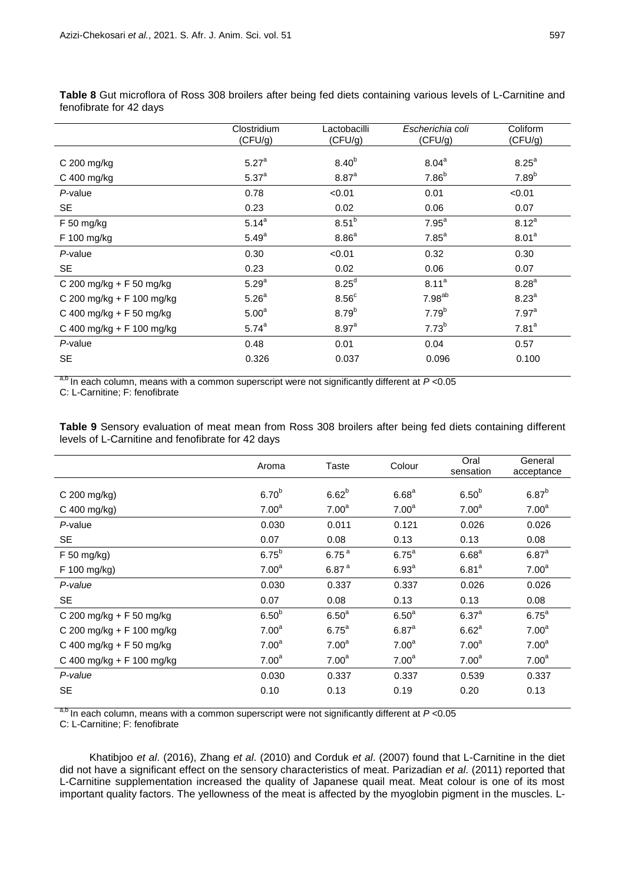**Table 8** Gut microflora of Ross 308 broilers after being fed diets containing various levels of L-Carnitine and fenofibrate for 42 days

| | Clostridium (CFU/g) | Lactobacilli (CFU/g) | *Escherichia coli* (CFU/g) | Coliform (CFU/g) |
|---|---|---|---|---|
| C 200 mg/kg | 5.27[a] | 8.40[b] | 8.04[a] | 8.25[a] |
| C 400 mg/kg | 5.37[a] | 8.87[a] | 7.86[b] | 7.89[b] |
| *P*-value | 0.78 | <0.01 | 0.01 | <0.01 |
| SE | 0.23 | 0.02 | 0.06 | 0.07 |
| F 50 mg/kg | 5.14[a] | 8.51[b] | 7.95[a] | 8.12[a] |
| F 100 mg/kg | 5.49[a] | 8.86[a] | 7.85[a] | 8.01[a] |
| *P*-value | 0.30 | <0.01 | 0.32 | 0.30 |
| SE | 0.23 | 0.02 | 0.06 | 0.07 |
| C 200 mg/kg + F 50 mg/kg | 5.29[a] | 8.25[d] | 8.11[a] | 8.28[a] |
| C 200 mg/kg + F 100 mg/kg | 5.26[a] | 8.56[c] | 7.98[ab] | 8.23[a] |
| C 400 mg/kg + F 50 mg/kg | 5.00[a] | 8.79[b] | 7.79[b] | 7.97[a] |
| C 400 mg/kg + F 100 mg/kg | 5.74[a] | 8.97[a] | 7.73[b] | 7.81[a] |
| *P*-value | 0.48 | 0.01 | 0.04 | 0.57 |
| SE | 0.326 | 0.037 | 0.096 | 0.100 |

[a,b] In each column, means with a common superscript were not significantly different at $P < 0.05$
C: L-Carnitine; F: fenofibrate

**Table 9** Sensory evaluation of meat mean from Ross 308 broilers after being fed diets containing different levels of L-Carnitine and fenofibrate for 42 days

| | Aroma | Taste | Colour | Oral sensation | General acceptance |
|---|---|---|---|---|---|
| C 200 mg/kg) | 6.70[b] | 6.62[b] | 6.68[a] | 6.50[b] | 6.87[b] |
| C 400 mg/kg) | 7.00[a] | 7.00[a] | 7.00[a] | 7.00[a] | 7.00[a] |
| *P*-value | 0.030 | 0.011 | 0.121 | 0.026 | 0.026 |
| SE | 0.07 | 0.08 | 0.13 | 0.13 | 0.08 |
| F 50 mg/kg) | 6.75[b] | 6.75[a] | 6.75[a] | 6.68[a] | 6.87[a] |
| F 100 mg/kg) | 7.00[a] | 6.87[a] | 6.93[a] | 6.81[a] | 7.00[a] |
| *P-value* | 0.030 | 0.337 | 0.337 | 0.026 | 0.026 |
| SE | 0.07 | 0.08 | 0.13 | 0.13 | 0.08 |
| C 200 mg/kg + F 50 mg/kg | 6.50[b] | 6.50[a] | 6.50[a] | 6.37[a] | 6.75[a] |
| C 200 mg/kg + F 100 mg/kg | 7.00[a] | 6.75[a] | 6.87[a] | 6.62[a] | 7.00[a] |
| C 400 mg/kg + F 50 mg/kg | 7.00[a] | 7.00[a] | 7.00[a] | 7.00[a] | 7.00[a] |
| C 400 mg/kg + F 100 mg/kg | 7.00[a] | 7.00[a] | 7.00[a] | 7.00[a] | 7.00[a] |
| *P-value* | 0.030 | 0.337 | 0.337 | 0.539 | 0.337 |
| SE | 0.10 | 0.13 | 0.19 | 0.20 | 0.13 |

[a,b] In each column, means with a common superscript were not significantly different at $P < 0.05$
C: L-Carnitine; F: fenofibrate

Khatibjoo *et al*. (2016), Zhang *et al*. (2010) and Corduk *et al*. (2007) found that L-Carnitine in the diet did not have a significant effect on the sensory characteristics of meat. Parizadian *et al*. (2011) reported that L-Carnitine supplementation increased the quality of Japanese quail meat. Meat colour is one of its most important quality factors. The yellowness of the meat is affected by the myoglobin pigment in the muscles. L-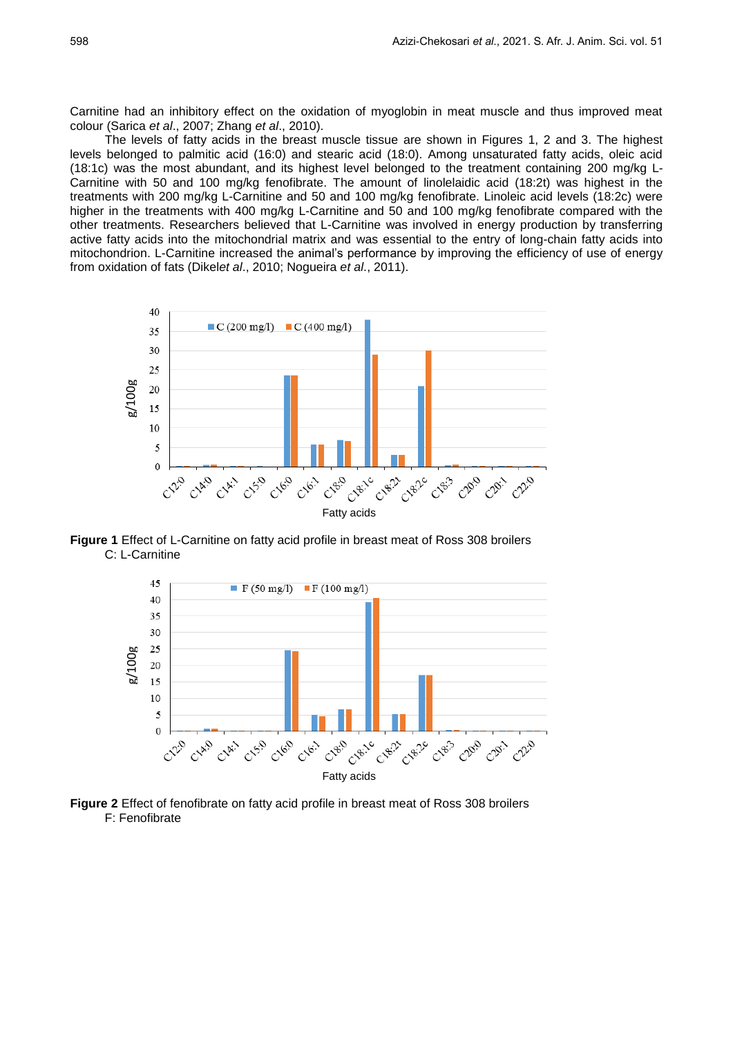Carnitine had an inhibitory effect on the oxidation of myoglobin in meat muscle and thus improved meat colour (Sarica *et al*., 2007; Zhang *et al*., 2010).

The levels of fatty acids in the breast muscle tissue are shown in Figures 1, 2 and 3. The highest levels belonged to palmitic acid (16:0) and stearic acid (18:0). Among unsaturated fatty acids, oleic acid (18:1c) was the most abundant, and its highest level belonged to the treatment containing 200 mg/kg L-Carnitine with 50 and 100 mg/kg fenofibrate. The amount of linolelaidic acid (18:2t) was highest in the treatments with 200 mg/kg L-Carnitine and 50 and 100 mg/kg fenofibrate. Linoleic acid levels (18:2c) were higher in the treatments with 400 mg/kg L-Carnitine and 50 and 100 mg/kg fenofibrate compared with the other treatments. Researchers believed that L-Carnitine was involved in energy production by transferring active fatty acids into the mitochondrial matrix and was essential to the entry of long-chain fatty acids into mitochondrion. L-Carnitine increased the animal's performance by improving the efficiency of use of energy from oxidation of fats (Dikel*et al*., 2010; Nogueira *et al*., 2011).

**Figure 1** Effect of L-Carnitine on fatty acid profile in breast meat of Ross 308 broilers
C: L-Carnitine

**Figure 2** Effect of fenofibrate on fatty acid profile in breast meat of Ross 308 broilers
F: Fenofibrate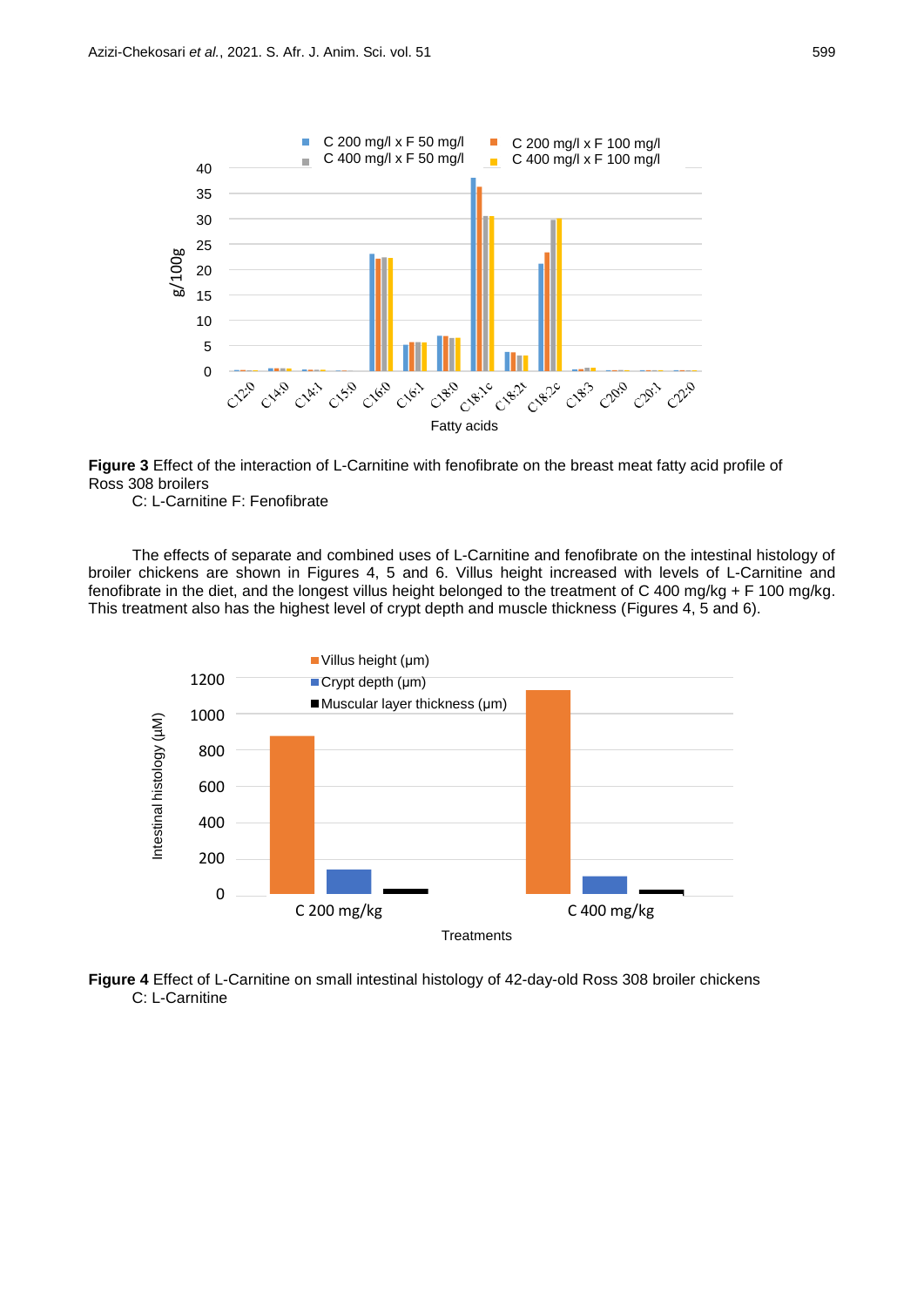**Figure 3** Effect of the interaction of L-Carnitine with fenofibrate on the breast meat fatty acid profile of Ross 308 broilers
C: L-Carnitine F: Fenofibrate

The effects of separate and combined uses of L-Carnitine and fenofibrate on the intestinal histology of broiler chickens are shown in Figures 4, 5 and 6. Villus height increased with levels of L-Carnitine and fenofibrate in the diet, and the longest villus height belonged to the treatment of C 400 mg/kg + F 100 mg/kg. This treatment also has the highest level of crypt depth and muscle thickness (Figures 4, 5 and 6).

**Figure 4** Effect of L-Carnitine on small intestinal histology of 42-day-old Ross 308 broiler chickens
C: L-Carnitine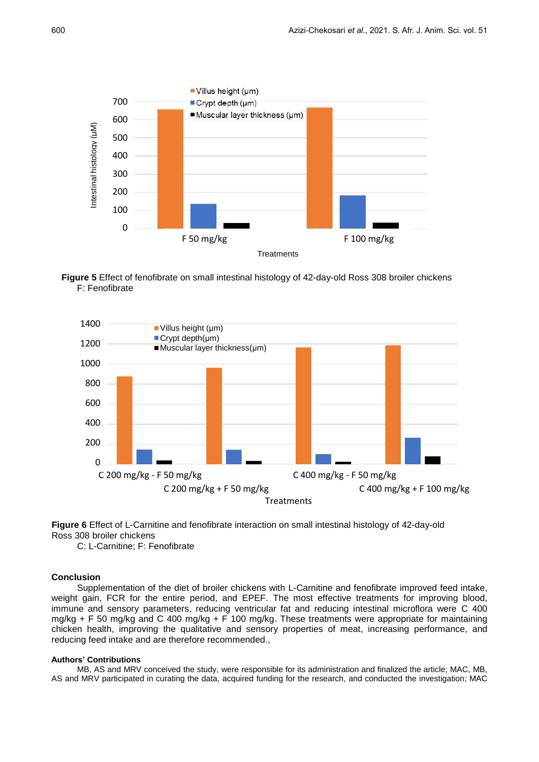**Figure 5** Effect of fenofibrate on small intestinal histology of 42-day-old Ross 308 broiler chickens
F: Fenofibrate

**Figure 6** Effect of L-Carnitine and fenofibrate interaction on small intestinal histology of 42-day-old Ross 308 broiler chickens
C: L-Carnitine; F: Fenofibrate

## Conclusion

Supplementation of the diet of broiler chickens with L-Carnitine and fenofibrate improved feed intake, weight gain, FCR for the entire period, and EPEF. The most effective treatments for improving blood, immune and sensory parameters, reducing ventricular fat and reducing intestinal microflora were C 400 mg/kg + F 50 mg/kg and C 400 mg/kg + F 100 mg/kg. These treatments were appropriate for maintaining chicken health, improving the qualitative and sensory properties of meat, increasing performance, and reducing feed intake and are therefore recommended.,

### Authors' Contributions

MB, AS and MRV conceived the study, were responsible for its administration and finalized the article; MAC, MB, AS and MRV participated in curating the data, acquired funding for the research, and conducted the investigation; MAC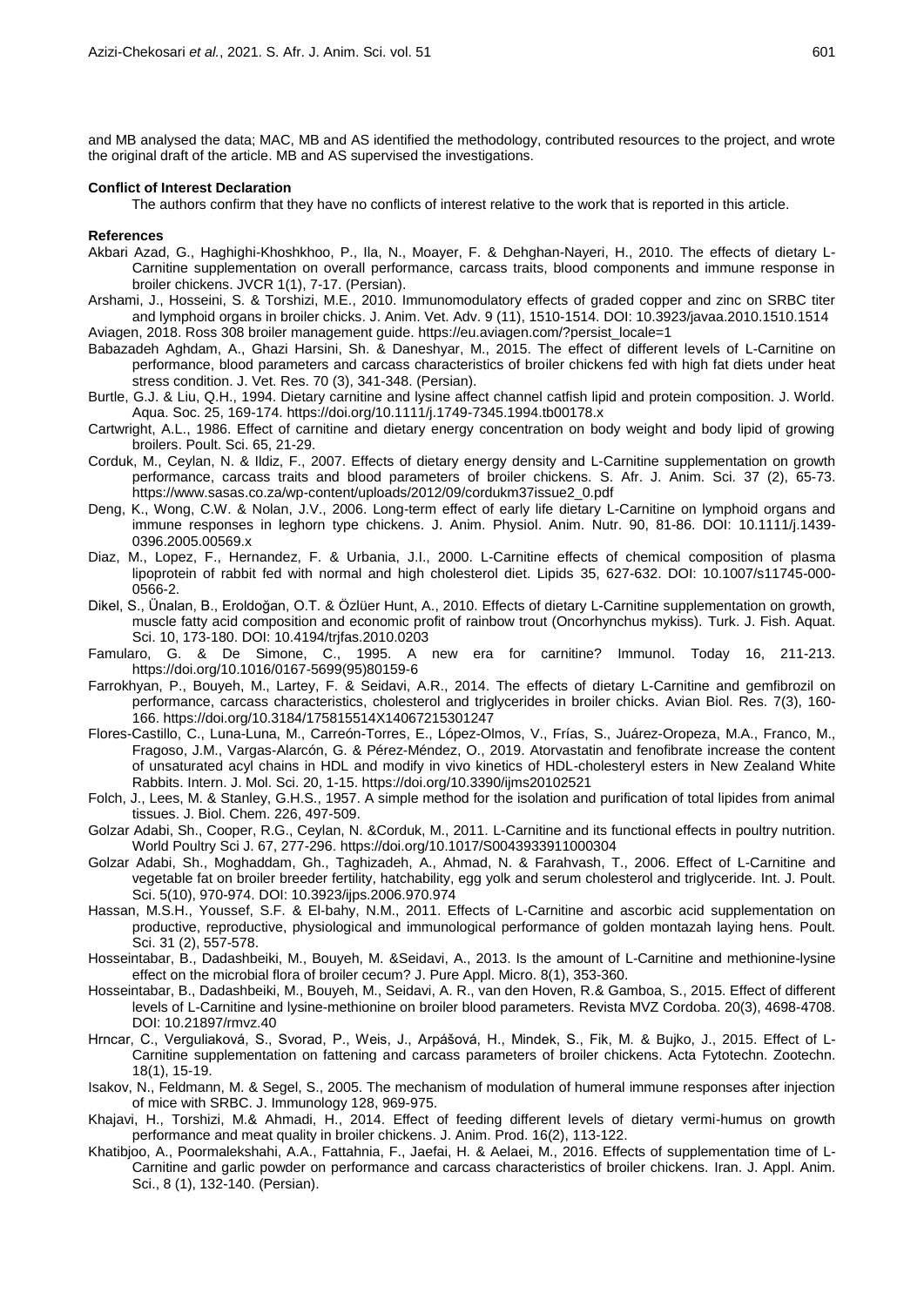and MB analysed the data; MAC, MB and AS identified the methodology, contributed resources to the project, and wrote the original draft of the article. MB and AS supervised the investigations.

**Conflict of Interest Declaration**

The authors confirm that they have no conflicts of interest relative to the work that is reported in this article.

**References**

Akbari Azad, G., Haghighi-Khoshkhoo, P., Ila, N., Moayer, F. & Dehghan-Nayeri, H., 2010. The effects of dietary L-Carnitine supplementation on overall performance, carcass traits, blood components and immune response in broiler chickens. JVCR 1(1), 7-17. (Persian).

Arshami, J., Hosseini, S. & Torshizi, M.E., 2010. Immunomodulatory effects of graded copper and zinc on SRBC titer and lymphoid organs in broiler chicks. J. Anim. Vet. Adv. 9 (11), 1510-1514. DOI: 10.3923/javaa.2010.1510.1514

Aviagen, 2018. Ross 308 broiler management guide. https://eu.aviagen.com/?persist_locale=1

Babazadeh Aghdam, A., Ghazi Harsini, Sh. & Daneshyar, M., 2015. The effect of different levels of L-Carnitine on performance, blood parameters and carcass characteristics of broiler chickens fed with high fat diets under heat stress condition. J. Vet. Res. 70 (3), 341-348. (Persian).

Burtle, G.J. & Liu, Q.H., 1994. Dietary carnitine and lysine affect channel catfish lipid and protein composition. J. World. Aqua. Soc. 25, 169-174. https://doi.org/10.1111/j.1749-7345.1994.tb00178.x

Cartwright, A.L., 1986. Effect of carnitine and dietary energy concentration on body weight and body lipid of growing broilers. Poult. Sci. 65, 21-29.

Corduk, M., Ceylan, N. & Ildiz, F., 2007. Effects of dietary energy density and L-Carnitine supplementation on growth performance, carcass traits and blood parameters of broiler chickens. S. Afr. J. Anim. Sci. 37 (2), 65-73. https://www.sasas.co.za/wp-content/uploads/2012/09/cordukm37issue2_0.pdf

Deng, K., Wong, C.W. & Nolan, J.V., 2006. Long-term effect of early life dietary L-Carnitine on lymphoid organs and immune responses in leghorn type chickens. J. Anim. Physiol. Anim. Nutr. 90, 81-86. DOI: 10.1111/j.1439-0396.2005.00569.x

Diaz, M., Lopez, F., Hernandez, F. & Urbania, J.I., 2000. L-Carnitine effects of chemical composition of plasma lipoprotein of rabbit fed with normal and high cholesterol diet. Lipids 35, 627-632. DOI: 10.1007/s11745-000-0566-2.

Dikel, S., Ünalan, B., Eroldoğan, O.T. & Özlüer Hunt, A., 2010. Effects of dietary L-Carnitine supplementation on growth, muscle fatty acid composition and economic profit of rainbow trout (Oncorhynchus mykiss). Turk. J. Fish. Aquat. Sci. 10, 173-180. DOI: 10.4194/trjfas.2010.0203

Famularo, G. & De Simone, C., 1995. A new era for carnitine? Immunol. Today 16, 211-213. https://doi.org/10.1016/0167-5699(95)80159-6

Farrokhyan, P., Bouyeh, M., Lartey, F. & Seidavi, A.R., 2014. The effects of dietary L-Carnitine and gemfibrozil on performance, carcass characteristics, cholesterol and triglycerides in broiler chicks. Avian Biol. Res. 7(3), 160-166. https://doi.org/10.3184/175815514X14067215301247

Flores-Castillo, C., Luna-Luna, M., Carreón-Torres, E., López-Olmos, V., Frías, S., Juárez-Oropeza, M.A., Franco, M., Fragoso, J.M., Vargas-Alarcón, G. & Pérez-Méndez, O., 2019. Atorvastatin and fenofibrate increase the content of unsaturated acyl chains in HDL and modify in vivo kinetics of HDL-cholesteryl esters in New Zealand White Rabbits. Intern. J. Mol. Sci. 20, 1-15. https://doi.org/10.3390/ijms20102521

Folch, J., Lees, M. & Stanley, G.H.S., 1957. A simple method for the isolation and purification of total lipides from animal tissues. J. Biol. Chem. 226, 497-509.

Golzar Adabi, Sh., Cooper, R.G., Ceylan, N. &Corduk, M., 2011. L-Carnitine and its functional effects in poultry nutrition. World Poultry Sci J. 67, 277-296. https://doi.org/10.1017/S0043933911000304

Golzar Adabi, Sh., Moghaddam, Gh., Taghizadeh, A., Ahmad, N. & Farahvash, T., 2006. Effect of L-Carnitine and vegetable fat on broiler breeder fertility, hatchability, egg yolk and serum cholesterol and triglyceride. Int. J. Poult. Sci. 5(10), 970-974. DOI: 10.3923/ijps.2006.970.974

Hassan, M.S.H., Youssef, S.F. & El-bahy, N.M., 2011. Effects of L-Carnitine and ascorbic acid supplementation on productive, reproductive, physiological and immunological performance of golden montazah laying hens. Poult. Sci. 31 (2), 557-578.

Hosseintabar, B., Dadashbeiki, M., Bouyeh, M. &Seidavi, A., 2013. Is the amount of L-Carnitine and methionine-lysine effect on the microbial flora of broiler cecum? J. Pure Appl. Micro. 8(1), 353-360.

Hosseintabar, B., Dadashbeiki, M., Bouyeh, M., Seidavi, A. R., van den Hoven, R.& Gamboa, S., 2015. Effect of different levels of L-Carnitine and lysine-methionine on broiler blood parameters. Revista MVZ Cordoba. 20(3), 4698-4708. DOI: 10.21897/rmvz.40

Hrncar, C., Verguliaková, S., Svorad, P., Weis, J., Arpášová, H., Mindek, S., Fik, M. & Bujko, J., 2015. Effect of L-Carnitine supplementation on fattening and carcass parameters of broiler chickens. Acta Fytotechn. Zootechn. 18(1), 15-19.

Isakov, N., Feldmann, M. & Segel, S., 2005. The mechanism of modulation of humeral immune responses after injection of mice with SRBC. J. Immunology 128, 969-975.

Khajavi, H., Torshizi, M.& Ahmadi, H., 2014. Effect of feeding different levels of dietary vermi-humus on growth performance and meat quality in broiler chickens. J. Anim. Prod. 16(2), 113-122.

Khatibjoo, A., Poormalekshahi, A.A., Fattahnia, F., Jaefai, H. & Aelaei, M., 2016. Effects of supplementation time of L-Carnitine and garlic powder on performance and carcass characteristics of broiler chickens. Iran. J. Appl. Anim. Sci., 8 (1), 132-140. (Persian).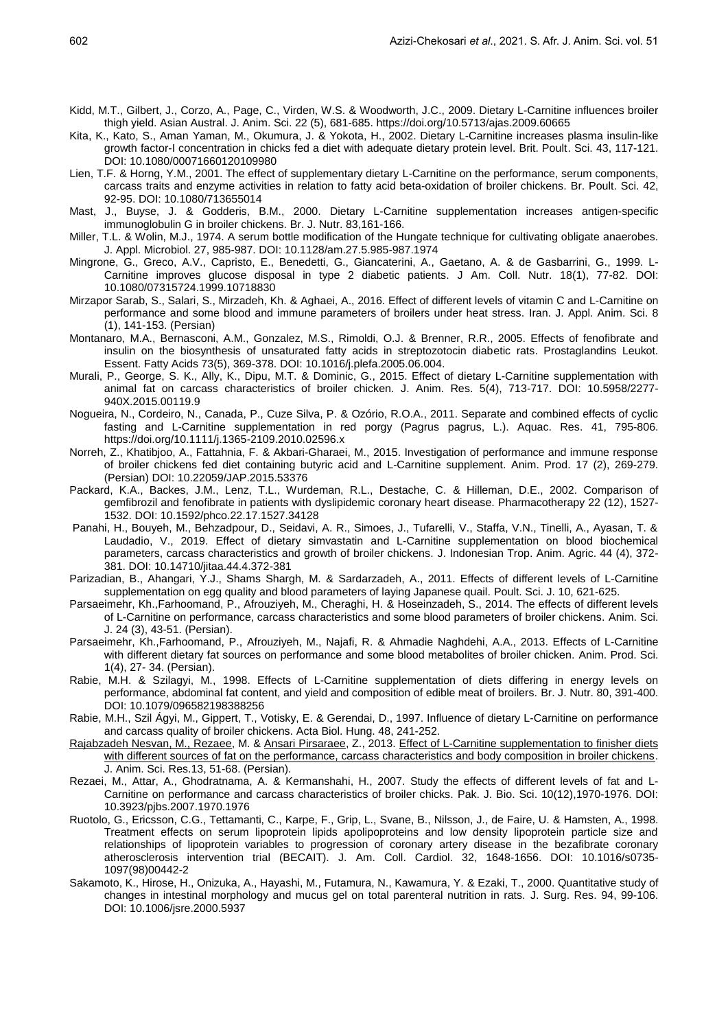Kidd, M.T., Gilbert, J., Corzo, A., Page, C., Virden, W.S. & Woodworth, J.C., 2009. Dietary L-Carnitine influences broiler thigh yield. Asian Austral. J. Anim. Sci. 22 (5), 681-685. https://doi.org/10.5713/ajas.2009.60665

Kita, K., Kato, S., Aman Yaman, M., Okumura, J. & Yokota, H., 2002. Dietary L-Carnitine increases plasma insulin-like growth factor-I concentration in chicks fed a diet with adequate dietary protein level. Brit. Poult. Sci. 43, 117-121. DOI: 10.1080/00071660120109980

Lien, T.F. & Horng, Y.M., 2001. The effect of supplementary dietary L-Carnitine on the performance, serum components, carcass traits and enzyme activities in relation to fatty acid beta-oxidation of broiler chickens. Br. Poult. Sci. 42, 92-95. DOI: 10.1080/713655014

Mast, J., Buyse, J. & Godderis, B.M., 2000. Dietary L-Carnitine supplementation increases antigen-specific immunoglobulin G in broiler chickens. Br. J. Nutr. 83,161-166.

Miller, T.L. & Wolin, M.J., 1974. A serum bottle modification of the Hungate technique for cultivating obligate anaerobes. J. Appl. Microbiol. 27, 985-987. DOI: 10.1128/am.27.5.985-987.1974

Mingrone, G., Greco, A.V., Capristo, E., Benedetti, G., Giancaterini, A., Gaetano, A. & de Gasbarrini, G., 1999. L-Carnitine improves glucose disposal in type 2 diabetic patients. J Am. Coll. Nutr. 18(1), 77-82. DOI: 10.1080/07315724.1999.10718830

Mirzapor Sarab, S., Salari, S., Mirzadeh, Kh. & Aghaei, A., 2016. Effect of different levels of vitamin C and L-Carnitine on performance and some blood and immune parameters of broilers under heat stress. Iran. J. Appl. Anim. Sci. 8 (1), 141-153. (Persian)

Montanaro, M.A., Bernasconi, A.M., Gonzalez, M.S., Rimoldi, O.J. & Brenner, R.R., 2005. Effects of fenofibrate and insulin on the biosynthesis of unsaturated fatty acids in streptozotocin diabetic rats. Prostaglandins Leukot. Essent. Fatty Acids 73(5), 369-378. DOI: 10.1016/j.plefa.2005.06.004.

Murali, P., George, S. K., Ally, K., Dipu, M.T. & Dominic, G., 2015. Effect of dietary L-Carnitine supplementation with animal fat on carcass characteristics of broiler chicken. J. Anim. Res. 5(4), 713-717. DOI: 10.5958/2277-940X.2015.00119.9

Nogueira, N., Cordeiro, N., Canada, P., Cuze Silva, P. & Ozório, R.O.A., 2011. Separate and combined effects of cyclic fasting and L-Carnitine supplementation in red porgy (Pagrus pagrus, L.). Aquac. Res. 41, 795-806. https://doi.org/10.1111/j.1365-2109.2010.02596.x

Norreh, Z., Khatibjoo, A., Fattahnia, F. & Akbari-Gharaei, M., 2015. Investigation of performance and immune response of broiler chickens fed diet containing butyric acid and L-Carnitine supplement. Anim. Prod. 17 (2), 269-279. (Persian) DOI: 10.22059/JAP.2015.53376

Packard, K.A., Backes, J.M., Lenz, T.L., Wurdeman, R.L., Destache, C. & Hilleman, D.E., 2002. Comparison of gemfibrozil and fenofibrate in patients with dyslipidemic coronary heart disease. Pharmacotherapy 22 (12), 1527-1532. DOI: 10.1592/phco.22.17.1527.34128

Panahi, H., Bouyeh, M., Behzadpour, D., Seidavi, A. R., Simoes, J., Tufarelli, V., Staffa, V.N., Tinelli, A., Ayasan, T. & Laudadio, V., 2019. Effect of dietary simvastatin and L-Carnitine supplementation on blood biochemical parameters, carcass characteristics and growth of broiler chickens. J. Indonesian Trop. Anim. Agric. 44 (4), 372-381. DOI: 10.14710/jitaa.44.4.372-381

Parizadian, B., Ahangari, Y.J., Shams Shargh, M. & Sardarzadeh, A., 2011. Effects of different levels of L-Carnitine supplementation on egg quality and blood parameters of laying Japanese quail. Poult. Sci. J. 10, 621-625.

Parsaeimehr, Kh.,Farhoomand, P., Afrouziyeh, M., Cheraghi, H. & Hoseinzadeh, S., 2014. The effects of different levels of L-Carnitine on performance, carcass characteristics and some blood parameters of broiler chickens. Anim. Sci. J. 24 (3), 43-51. (Persian).

Parsaeimehr, Kh.,Farhoomand, P., Afrouziyeh, M., Najafi, R. & Ahmadie Naghdehi, A.A., 2013. Effects of L-Carnitine with different dietary fat sources on performance and some blood metabolites of broiler chicken. Anim. Prod. Sci. 1(4), 27- 34. (Persian).

Rabie, M.H. & Szilagyi, M., 1998. Effects of L-Carnitine supplementation of diets differing in energy levels on performance, abdominal fat content, and yield and composition of edible meat of broilers. Br. J. Nutr. 80, 391-400. DOI: 10.1079/096582198388256

Rabie, M.H., Szil Ágyi, M., Gippert, T., Votisky, E. & Gerendai, D., 1997. Influence of dietary L-Carnitine on performance and carcass quality of broiler chickens. Acta Biol. Hung. 48, 241-252.

Rajabzadeh Nesvan, M., Rezaee, M. & Ansari Pirsaraee, Z., 2013. Effect of L-Carnitine supplementation to finisher diets with different sources of fat on the performance, carcass characteristics and body composition in broiler chickens. J. Anim. Sci. Res.13, 51-68. (Persian).

Rezaei, M., Attar, A., Ghodratnama, A. & Kermanshahi, H., 2007. Study the effects of different levels of fat and L-Carnitine on performance and carcass characteristics of broiler chicks. Pak. J. Bio. Sci. 10(12),1970-1976. DOI: 10.3923/pjbs.2007.1970.1976

Ruotolo, G., Ericsson, C.G., Tettamanti, C., Karpe, F., Grip, L., Svane, B., Nilsson, J., de Faire, U. & Hamsten, A., 1998. Treatment effects on serum lipoprotein lipids apolipoproteins and low density lipoprotein particle size and relationships of lipoprotein variables to progression of coronary artery disease in the bezafibrate coronary atherosclerosis intervention trial (BECAIT). J. Am. Coll. Cardiol. 32, 1648-1656. DOI: 10.1016/s0735-1097(98)00442-2

Sakamoto, K., Hirose, H., Onizuka, A., Hayashi, M., Futamura, N., Kawamura, Y. & Ezaki, T., 2000. Quantitative study of changes in intestinal morphology and mucus gel on total parenteral nutrition in rats. J. Surg. Res. 94, 99-106. DOI: 10.1006/jsre.2000.5937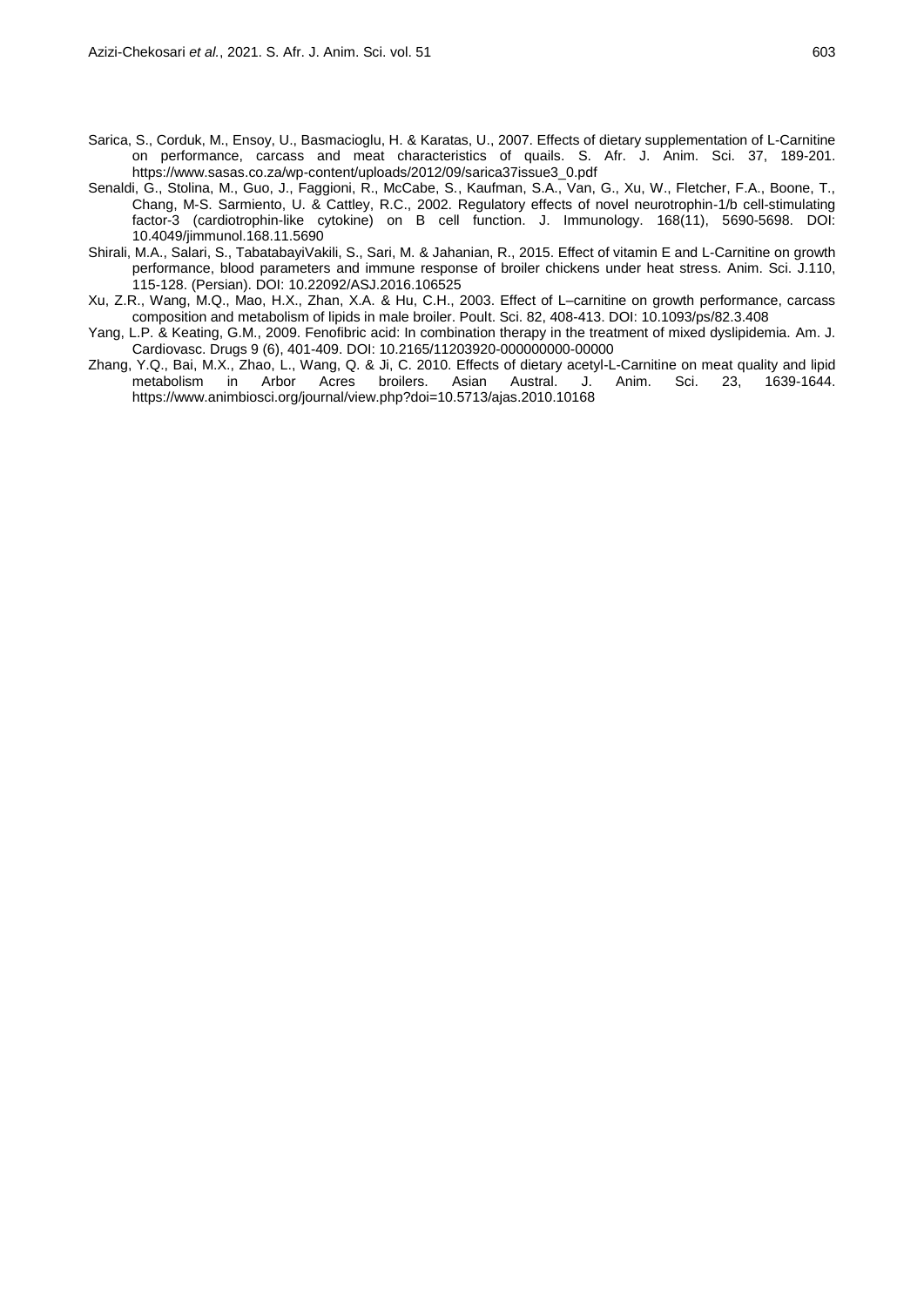Sarica, S., Corduk, M., Ensoy, U., Basmacioglu, H. & Karatas, U., 2007. Effects of dietary supplementation of L-Carnitine on performance, carcass and meat characteristics of quails. S. Afr. J. Anim. Sci. 37, 189-201. https://www.sasas.co.za/wp-content/uploads/2012/09/sarica37issue3_0.pdf

Senaldi, G., Stolina, M., Guo, J., Faggioni, R., McCabe, S., Kaufman, S.A., Van, G., Xu, W., Fletcher, F.A., Boone, T., Chang, M-S. Sarmiento, U. & Cattley, R.C., 2002. Regulatory effects of novel neurotrophin-1/b cell-stimulating factor-3 (cardiotrophin-like cytokine) on B cell function. J. Immunology. 168(11), 5690-5698. DOI: 10.4049/jimmunol.168.11.5690

Shirali, M.A., Salari, S., TabatabayiVakili, S., Sari, M. & Jahanian, R., 2015. Effect of vitamin E and L-Carnitine on growth performance, blood parameters and immune response of broiler chickens under heat stress. Anim. Sci. J.110, 115-128. (Persian). DOI: 10.22092/ASJ.2016.106525

Xu, Z.R., Wang, M.Q., Mao, H.X., Zhan, X.A. & Hu, C.H., 2003. Effect of L–carnitine on growth performance, carcass composition and metabolism of lipids in male broiler. Poult. Sci. 82, 408-413. DOI: 10.1093/ps/82.3.408

Yang, L.P. & Keating, G.M., 2009. Fenofibric acid: In combination therapy in the treatment of mixed dyslipidemia. Am. J. Cardiovasc. Drugs 9 (6), 401-409. DOI: 10.2165/11203920-000000000-00000

Zhang, Y.Q., Bai, M.X., Zhao, L., Wang, Q. & Ji, C. 2010. Effects of dietary acetyl-L-Carnitine on meat quality and lipid metabolism in Arbor Acres broilers. Asian Austral. J. Anim. Sci. 23, 1639-1644. https://www.animbiosci.org/journal/view.php?doi=10.5713/ajas.2010.10168